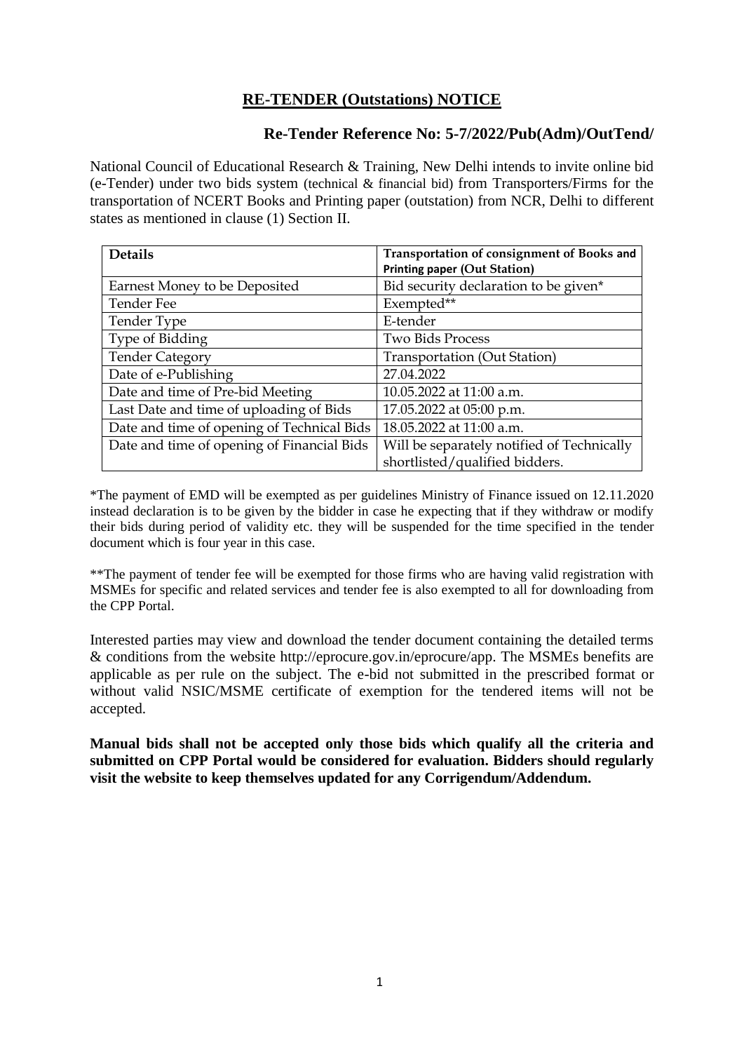# <u>RE-TENDER (Outstations) NOTICE</u>

## Re-Tender Reference No: 5-7/2022/Pub(Adm)/OutTend/

National Council of Educational Research & Training, New Delhi intends to invite online bid (e-Tender) under two bids system (technical & financial bid) from Transporters/Firms for the transportation of NCERT Books and Printing paper (outstation) from NCR, Delhi to different states as mentioned in clause (1) Section II.

| Details | Transportation of consignment of Books and Printing paper (Out Station) |
|---|---|
| Earnest Money to be Deposited | Bid security declaration to be given* |
| Tender Fee | Exempted** |
| Tender Type | E-tender |
| Type of Bidding | Two Bids Process |
| Tender Category | Transportation (Out Station) |
| Date of e-Publishing | 27.04.2022 |
| Date and time of Pre-bid Meeting | 10.05.2022 at 11:00 a.m. |
| Last Date and time of uploading of Bids | 17.05.2022 at 05:00 p.m. |
| Date and time of opening of Technical Bids | 18.05.2022 at 11:00 a.m. |
| Date and time of opening of Financial Bids | Will be separately notified of Technically shortlisted/qualified bidders. |

*The payment of EMD will be exempted as per guidelines Ministry of Finance issued on 12.11.2020 instead declaration is to be given by the bidder in case he expecting that if they withdraw or modify their bids during period of validity etc. they will be suspended for the time specified in the tender document which is four year in this case.

**The payment of tender fee will be exempted for those firms who are having valid registration with MSMEs for specific and related services and tender fee is also exempted to all for downloading from the CPP Portal.

Interested parties may view and download the tender document containing the detailed terms & conditions from the website http://eprocure.gov.in/eprocure/app. The MSMEs benefits are applicable as per rule on the subject. The e-bid not submitted in the prescribed format or without valid NSIC/MSME certificate of exemption for the tendered items will not be accepted.

**Manual bids shall not be accepted only those bids which qualify all the criteria and submitted on CPP Portal would be considered for evaluation. Bidders should regularly visit the website to keep themselves updated for any Corrigendum/Addendum.**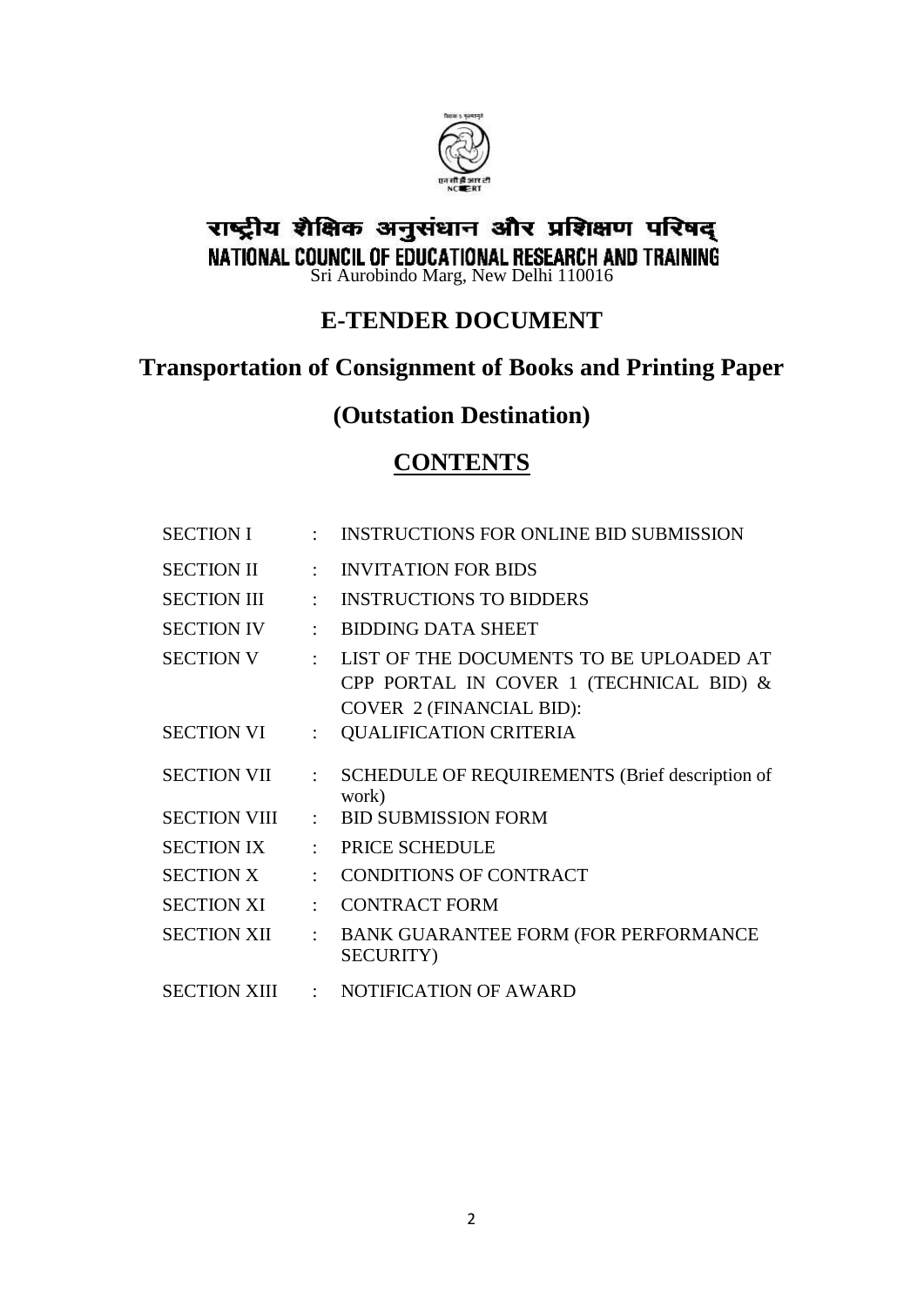राष्ट्रीय शैक्षिक अनुसंधान और प्रशिक्षण परिषद्

NATIONAL COUNCIL OF EDUCATIONAL RESEARCH AND TRAINING

Sri Aurobindo Marg, New Delhi 110016

# E-TENDER DOCUMENT

# Transportation of Consignment of Books and Printing Paper

# (Outstation Destination)

## CONTENTS

| | | |
|---|---|---|
| SECTION I | : | INSTRUCTIONS FOR ONLINE BID SUBMISSION |
| SECTION II | : | INVITATION FOR BIDS |
| SECTION III | : | INSTRUCTIONS TO BIDDERS |
| SECTION IV | : | BIDDING DATA SHEET |
| SECTION V | : | LIST OF THE DOCUMENTS TO BE UPLOADED AT CPP PORTAL IN COVER 1 (TECHNICAL BID) & COVER 2 (FINANCIAL BID): |
| SECTION VI | : | QUALIFICATION CRITERIA |
| SECTION VII | : | SCHEDULE OF REQUIREMENTS (Brief description of work) |
| SECTION VIII | : | BID SUBMISSION FORM |
| SECTION IX | : | PRICE SCHEDULE |
| SECTION X | : | CONDITIONS OF CONTRACT |
| SECTION XI | : | CONTRACT FORM |
| SECTION XII | : | BANK GUARANTEE FORM (FOR PERFORMANCE SECURITY) |
| SECTION XIII | : | NOTIFICATION OF AWARD |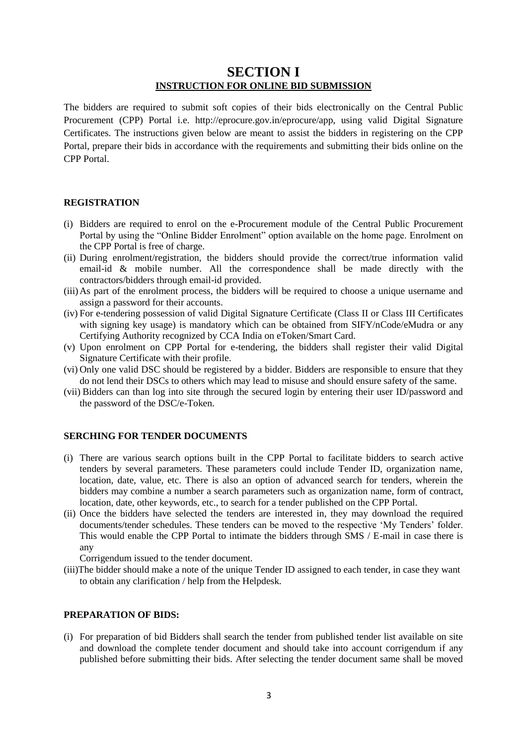# SECTION I

## INSTRUCTION FOR ONLINE BID SUBMISSION

The bidders are required to submit soft copies of their bids electronically on the Central Public Procurement (CPP) Portal i.e. http://eprocure.gov.in/eprocure/app, using valid Digital Signature Certificates. The instructions given below are meant to assist the bidders in registering on the CPP Portal, prepare their bids in accordance with the requirements and submitting their bids online on the CPP Portal.

**REGISTRATION**

(i) Bidders are required to enrol on the e-Procurement module of the Central Public Procurement Portal by using the "Online Bidder Enrolment" option available on the home page. Enrolment on the CPP Portal is free of charge.

(ii) During enrolment/registration, the bidders should provide the correct/true information valid email-id & mobile number. All the correspondence shall be made directly with the contractors/bidders through email-id provided.

(iii) As part of the enrolment process, the bidders will be required to choose a unique username and assign a password for their accounts.

(iv) For e-tendering possession of valid Digital Signature Certificate (Class II or Class III Certificates with signing key usage) is mandatory which can be obtained from SIFY/nCode/eMudra or any Certifying Authority recognized by CCA India on eToken/Smart Card.

(v) Upon enrolment on CPP Portal for e-tendering, the bidders shall register their valid Digital Signature Certificate with their profile.

(vi) Only one valid DSC should be registered by a bidder. Bidders are responsible to ensure that they do not lend their DSCs to others which may lead to misuse and should ensure safety of the same.

(vii) Bidders can than log into site through the secured login by entering their user ID/password and the password of the DSC/e-Token.

**SERCHING FOR TENDER DOCUMENTS**

(i) There are various search options built in the CPP Portal to facilitate bidders to search active tenders by several parameters. These parameters could include Tender ID, organization name, location, date, value, etc. There is also an option of advanced search for tenders, wherein the bidders may combine a number a search parameters such as organization name, form of contract, location, date, other keywords, etc., to search for a tender published on the CPP Portal.

(ii) Once the bidders have selected the tenders are interested in, they may download the required documents/tender schedules. These tenders can be moved to the respective 'My Tenders' folder. This would enable the CPP Portal to intimate the bidders through SMS / E-mail in case there is any
Corrigendum issued to the tender document.

(iii) The bidder should make a note of the unique Tender ID assigned to each tender, in case they want to obtain any clarification / help from the Helpdesk.

**PREPARATION OF BIDS:**

(i) For preparation of bid Bidders shall search the tender from published tender list available on site and download the complete tender document and should take into account corrigendum if any published before submitting their bids. After selecting the tender document same shall be moved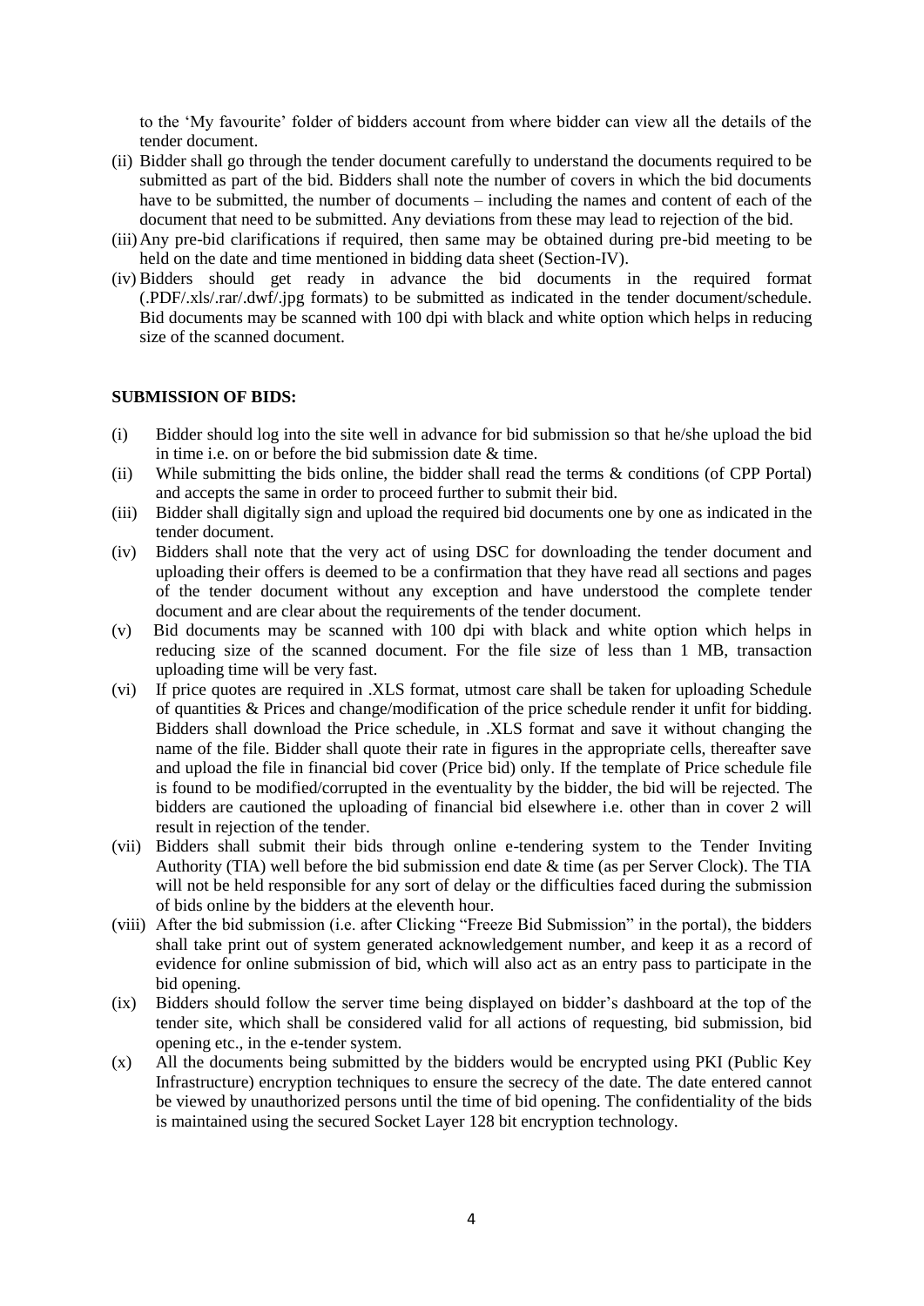to the 'My favourite' folder of bidders account from where bidder can view all the details of the tender document.

(ii) Bidder shall go through the tender document carefully to understand the documents required to be submitted as part of the bid. Bidders shall note the number of covers in which the bid documents have to be submitted, the number of documents – including the names and content of each of the document that need to be submitted. Any deviations from these may lead to rejection of the bid.

(iii) Any pre-bid clarifications if required, then same may be obtained during pre-bid meeting to be held on the date and time mentioned in bidding data sheet (Section-IV).

(iv) Bidders should get ready in advance the bid documents in the required format (.PDF/.xls/.rar/.dwf/.jpg formats) to be submitted as indicated in the tender document/schedule. Bid documents may be scanned with 100 dpi with black and white option which helps in reducing size of the scanned document.

**SUBMISSION OF BIDS:**

(i) Bidder should log into the site well in advance for bid submission so that he/she upload the bid in time i.e. on or before the bid submission date & time.

(ii) While submitting the bids online, the bidder shall read the terms & conditions (of CPP Portal) and accepts the same in order to proceed further to submit their bid.

(iii) Bidder shall digitally sign and upload the required bid documents one by one as indicated in the tender document.

(iv) Bidders shall note that the very act of using DSC for downloading the tender document and uploading their offers is deemed to be a confirmation that they have read all sections and pages of the tender document without any exception and have understood the complete tender document and are clear about the requirements of the tender document.

(v) Bid documents may be scanned with 100 dpi with black and white option which helps in reducing size of the scanned document. For the file size of less than 1 MB, transaction uploading time will be very fast.

(vi) If price quotes are required in .XLS format, utmost care shall be taken for uploading Schedule of quantities & Prices and change/modification of the price schedule render it unfit for bidding. Bidders shall download the Price schedule, in .XLS format and save it without changing the name of the file. Bidder shall quote their rate in figures in the appropriate cells, thereafter save and upload the file in financial bid cover (Price bid) only. If the template of Price schedule file is found to be modified/corrupted in the eventuality by the bidder, the bid will be rejected. The bidders are cautioned the uploading of financial bid elsewhere i.e. other than in cover 2 will result in rejection of the tender.

(vii) Bidders shall submit their bids through online e-tendering system to the Tender Inviting Authority (TIA) well before the bid submission end date & time (as per Server Clock). The TIA will not be held responsible for any sort of delay or the difficulties faced during the submission of bids online by the bidders at the eleventh hour.

(viii) After the bid submission (i.e. after Clicking "Freeze Bid Submission" in the portal), the bidders shall take print out of system generated acknowledgement number, and keep it as a record of evidence for online submission of bid, which will also act as an entry pass to participate in the bid opening.

(ix) Bidders should follow the server time being displayed on bidder's dashboard at the top of the tender site, which shall be considered valid for all actions of requesting, bid submission, bid opening etc., in the e-tender system.

(x) All the documents being submitted by the bidders would be encrypted using PKI (Public Key Infrastructure) encryption techniques to ensure the secrecy of the date. The date entered cannot be viewed by unauthorized persons until the time of bid opening. The confidentiality of the bids is maintained using the secured Socket Layer 128 bit encryption technology.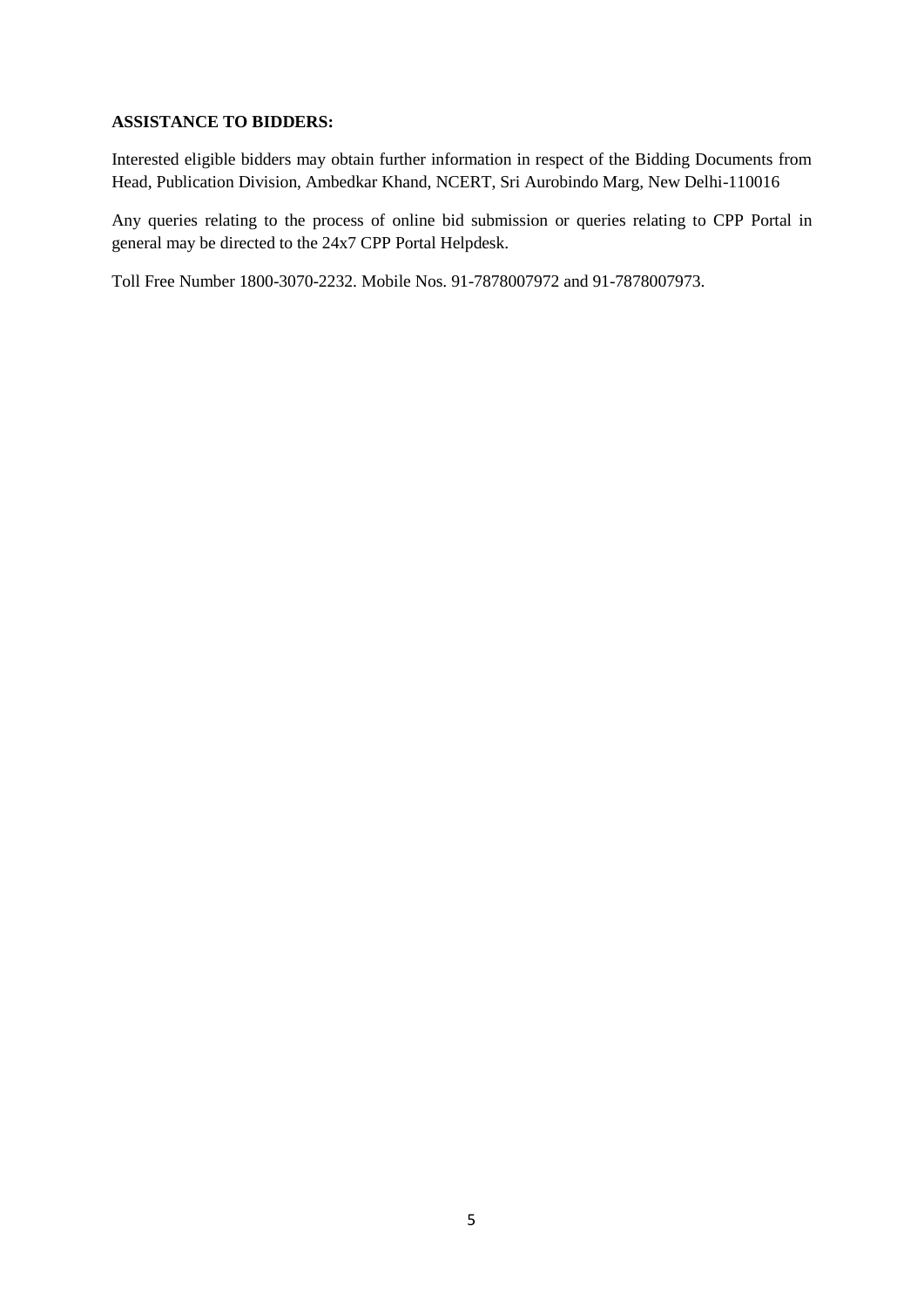**ASSISTANCE TO BIDDERS:**

Interested eligible bidders may obtain further information in respect of the Bidding Documents from Head, Publication Division, Ambedkar Khand, NCERT, Sri Aurobindo Marg, New Delhi-110016

Any queries relating to the process of online bid submission or queries relating to CPP Portal in general may be directed to the 24x7 CPP Portal Helpdesk.

Toll Free Number 1800-3070-2232. Mobile Nos. 91-7878007972 and 91-7878007973.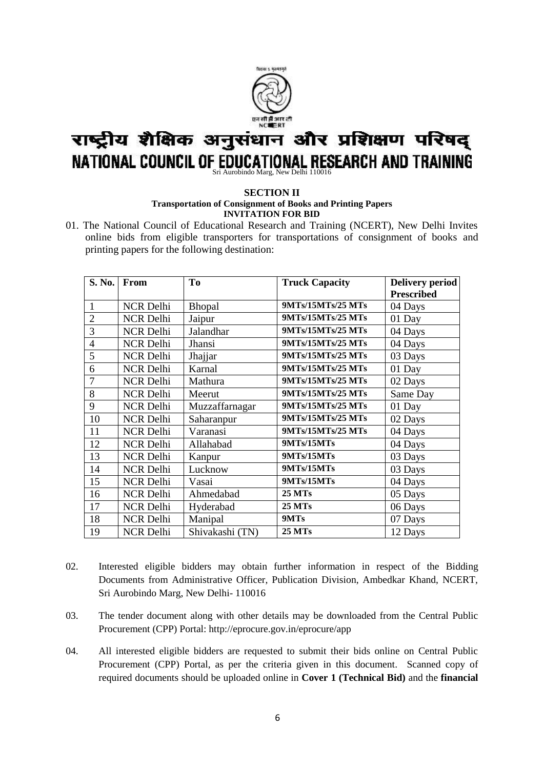राष्ट्रीय शैक्षिक अनुसंधान और प्रशिक्षण परिषद्

NATIONAL COUNCIL OF EDUCATIONAL RESEARCH AND TRAINING

Sri Aurobindo Marg, New Delhi 110016

**SECTION II**

**Transportation of Consignment of Books and Printing Papers**

**INVITATION FOR BID**

01. The National Council of Educational Research and Training (NCERT), New Delhi Invites online bids from eligible transporters for transportations of consignment of books and printing papers for the following destination:

| S. No. | From | To | Truck Capacity | Delivery period Prescribed |
|---|---|---|---|---|
| 1 | NCR Delhi | Bhopal | 9MTs/15MTs/25 MTs | 04 Days |
| 2 | NCR Delhi | Jaipur | 9MTs/15MTs/25 MTs | 01 Day |
| 3 | NCR Delhi | Jalandhar | 9MTs/15MTs/25 MTs | 04 Days |
| 4 | NCR Delhi | Jhansi | 9MTs/15MTs/25 MTs | 04 Days |
| 5 | NCR Delhi | Jhajjar | 9MTs/15MTs/25 MTs | 03 Days |
| 6 | NCR Delhi | Karnal | 9MTs/15MTs/25 MTs | 01 Day |
| 7 | NCR Delhi | Mathura | 9MTs/15MTs/25 MTs | 02 Days |
| 8 | NCR Delhi | Meerut | 9MTs/15MTs/25 MTs | Same Day |
| 9 | NCR Delhi | Muzzaffarnagar | 9MTs/15MTs/25 MTs | 01 Day |
| 10 | NCR Delhi | Saharanpur | 9MTs/15MTs/25 MTs | 02 Days |
| 11 | NCR Delhi | Varanasi | 9MTs/15MTs/25 MTs | 04 Days |
| 12 | NCR Delhi | Allahabad | 9MTs/15MTs | 04 Days |
| 13 | NCR Delhi | Kanpur | 9MTs/15MTs | 03 Days |
| 14 | NCR Delhi | Lucknow | 9MTs/15MTs | 03 Days |
| 15 | NCR Delhi | Vasai | 9MTs/15MTs | 04 Days |
| 16 | NCR Delhi | Ahmedabad | 25 MTs | 05 Days |
| 17 | NCR Delhi | Hyderabad | 25 MTs | 06 Days |
| 18 | NCR Delhi | Manipal | 9MTs | 07 Days |
| 19 | NCR Delhi | Shivakashi (TN) | 25 MTs | 12 Days |

02. Interested eligible bidders may obtain further information in respect of the Bidding Documents from Administrative Officer, Publication Division, Ambedkar Khand, NCERT, Sri Aurobindo Marg, New Delhi- 110016

03. The tender document along with other details may be downloaded from the Central Public Procurement (CPP) Portal: http://eprocure.gov.in/eprocure/app

04. All interested eligible bidders are requested to submit their bids online on Central Public Procurement (CPP) Portal, as per the criteria given in this document. Scanned copy of required documents should be uploaded online in **Cover 1 (Technical Bid)** and the **financial**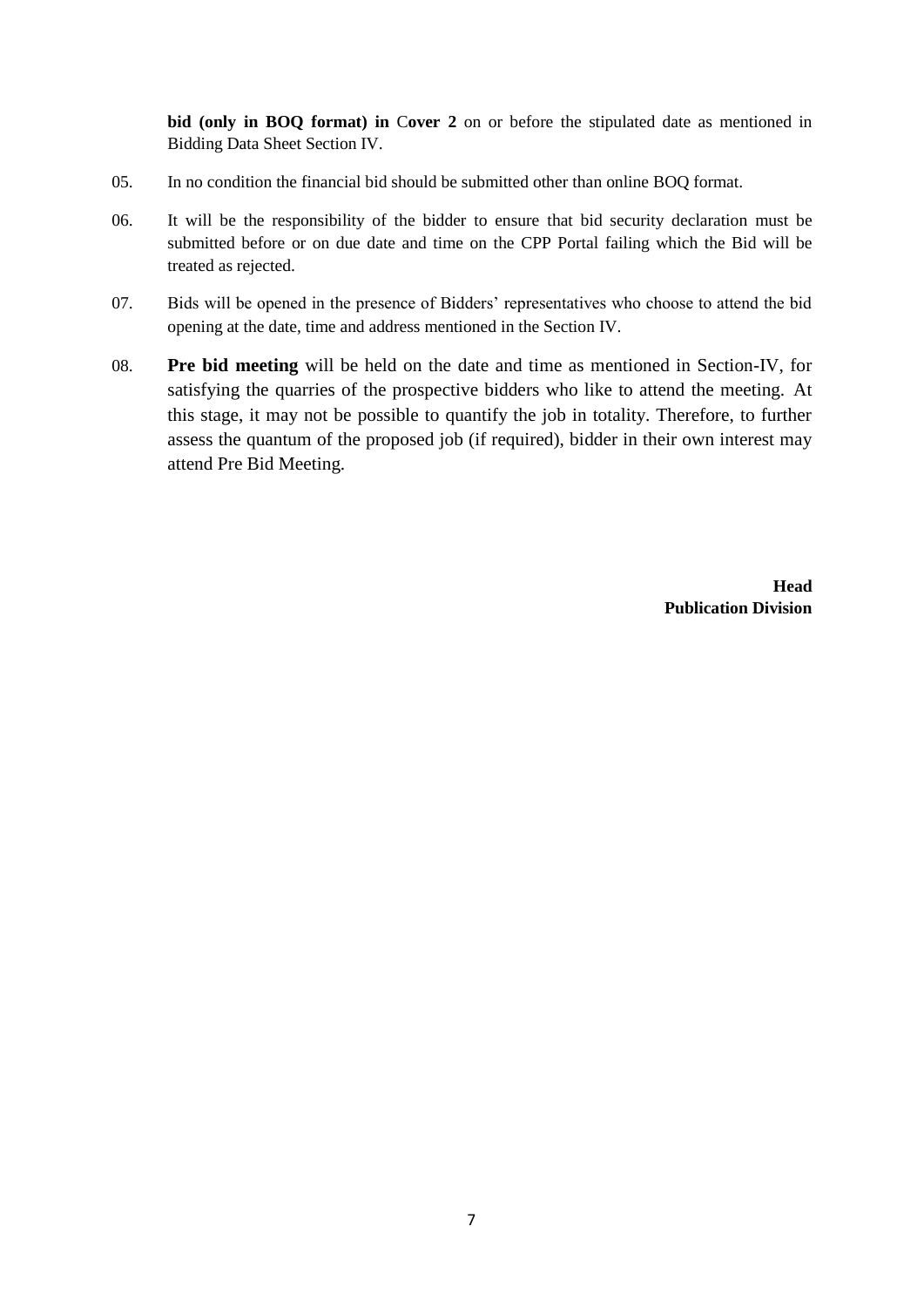**bid (only in BOQ format) in** C**over 2** on or before the stipulated date as mentioned in Bidding Data Sheet Section IV.

05. In no condition the financial bid should be submitted other than online BOQ format.

06. It will be the responsibility of the bidder to ensure that bid security declaration must be submitted before or on due date and time on the CPP Portal failing which the Bid will be treated as rejected.

07. Bids will be opened in the presence of Bidders' representatives who choose to attend the bid opening at the date, time and address mentioned in the Section IV.

08. **Pre bid meeting** will be held on the date and time as mentioned in Section-IV, for satisfying the quarries of the prospective bidders who like to attend the meeting. At this stage, it may not be possible to quantify the job in totality. Therefore, to further assess the quantum of the proposed job (if required), bidder in their own interest may attend Pre Bid Meeting.

**Head**
**Publication Division**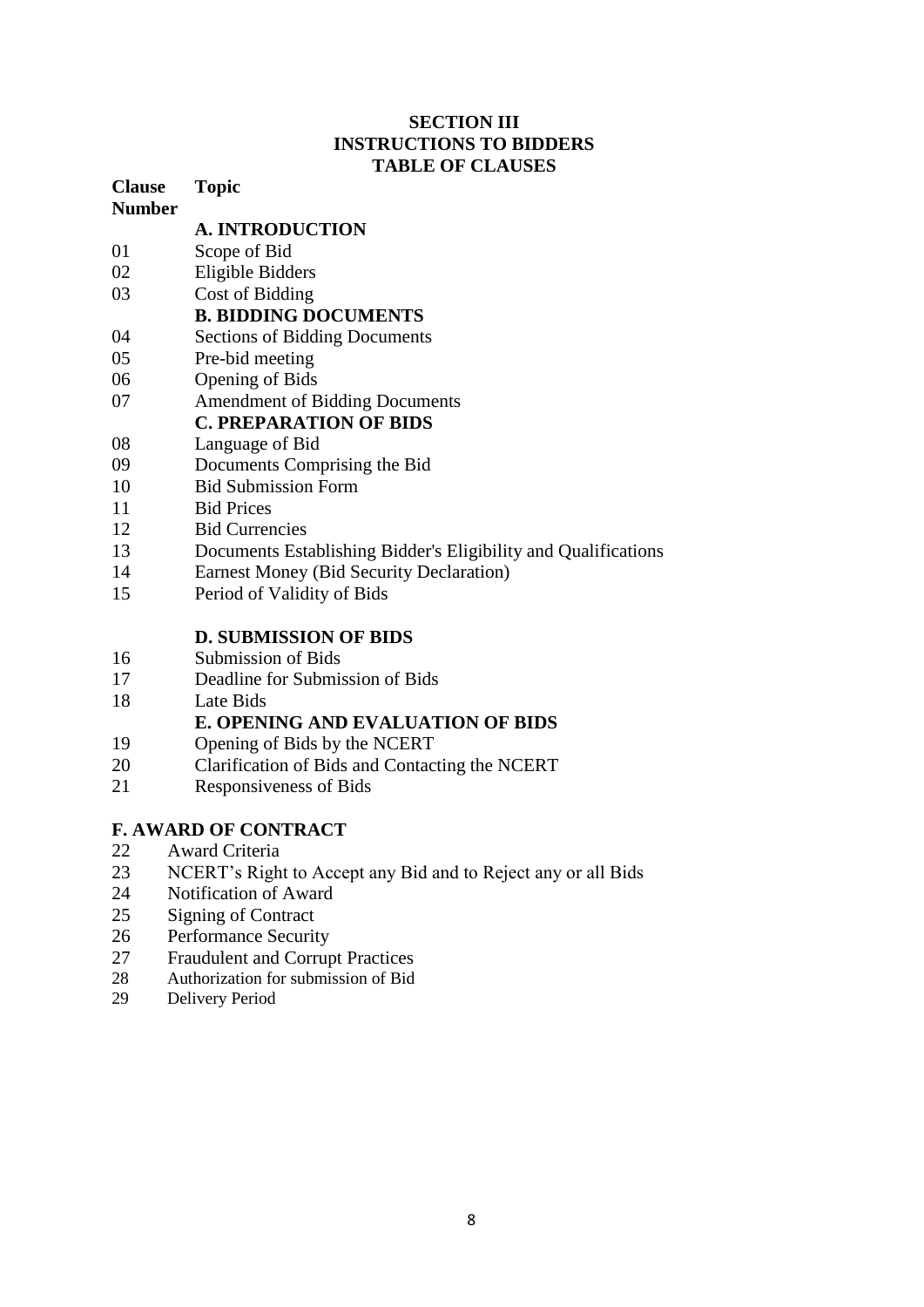# SECTION III
## INSTRUCTIONS TO BIDDERS
### TABLE OF CLAUSES

| Clause Number | Topic |
|---|---|
| | **A. INTRODUCTION** |
| 01 | Scope of Bid |
| 02 | Eligible Bidders |
| 03 | Cost of Bidding |
| | **B. BIDDING DOCUMENTS** |
| 04 | Sections of Bidding Documents |
| 05 | Pre-bid meeting |
| 06 | Opening of Bids |
| 07 | Amendment of Bidding Documents |
| | **C. PREPARATION OF BIDS** |
| 08 | Language of Bid |
| 09 | Documents Comprising the Bid |
| 10 | Bid Submission Form |
| 11 | Bid Prices |
| 12 | Bid Currencies |
| 13 | Documents Establishing Bidder's Eligibility and Qualifications |
| 14 | Earnest Money (Bid Security Declaration) |
| 15 | Period of Validity of Bids |
| | **D. SUBMISSION OF BIDS** |
| 16 | Submission of Bids |
| 17 | Deadline for Submission of Bids |
| 18 | Late Bids |
| | **E. OPENING AND EVALUATION OF BIDS** |
| 19 | Opening of Bids by the NCERT |
| 20 | Clarification of Bids and Contacting the NCERT |
| 21 | Responsiveness of Bids |

**F. AWARD OF CONTRACT**

| | |
|---|---|
| 22 | Award Criteria |
| 23 | NCERT's Right to Accept any Bid and to Reject any or all Bids |
| 24 | Notification of Award |
| 25 | Signing of Contract |
| 26 | Performance Security |
| 27 | Fraudulent and Corrupt Practices |
| 28 | Authorization for submission of Bid |
| 29 | Delivery Period |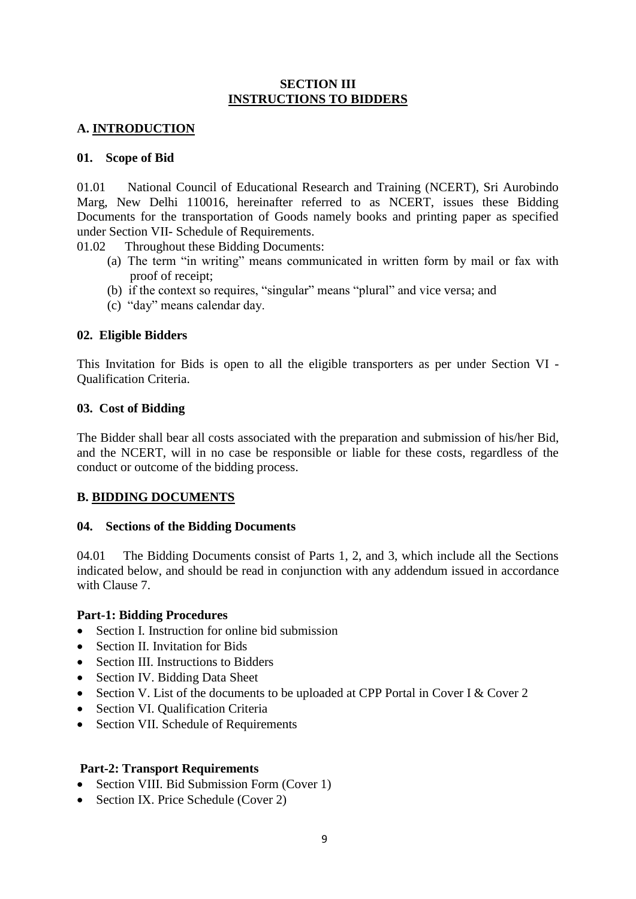# SECTION III
# INSTRUCTIONS TO BIDDERS

## A. INTRODUCTION

### 01. Scope of Bid

01.01 National Council of Educational Research and Training (NCERT), Sri Aurobindo Marg, New Delhi 110016, hereinafter referred to as NCERT, issues these Bidding Documents for the transportation of Goods namely books and printing paper as specified under Section VII- Schedule of Requirements.

01.02 Throughout these Bidding Documents:

(a) The term "in writing" means communicated in written form by mail or fax with proof of receipt;

(b) if the context so requires, "singular" means "plural" and vice versa; and

(c) "day" means calendar day.

### 02. Eligible Bidders

This Invitation for Bids is open to all the eligible transporters as per under Section VI - Qualification Criteria.

### 03. Cost of Bidding

The Bidder shall bear all costs associated with the preparation and submission of his/her Bid, and the NCERT, will in no case be responsible or liable for these costs, regardless of the conduct or outcome of the bidding process.

## B. BIDDING DOCUMENTS

### 04. Sections of the Bidding Documents

04.01 The Bidding Documents consist of Parts 1, 2, and 3, which include all the Sections indicated below, and should be read in conjunction with any addendum issued in accordance with Clause 7.

**Part-1: Bidding Procedures**

- Section I. Instruction for online bid submission
- Section II. Invitation for Bids
- Section III. Instructions to Bidders
- Section IV. Bidding Data Sheet
- Section V. List of the documents to be uploaded at CPP Portal in Cover I & Cover 2
- Section VI. Qualification Criteria
- Section VII. Schedule of Requirements

**Part-2: Transport Requirements**

- Section VIII. Bid Submission Form (Cover 1)
- Section IX. Price Schedule (Cover 2)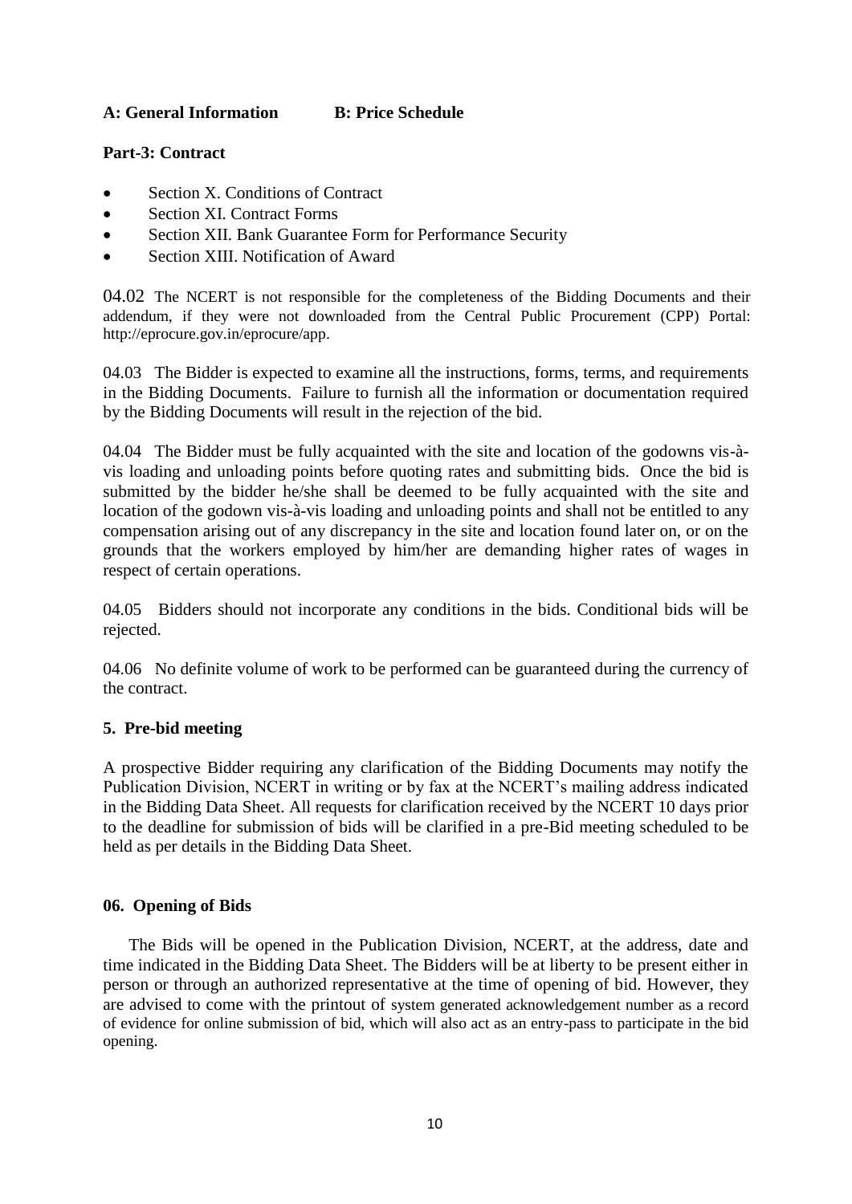**A: General Information B: Price Schedule**

**Part-3: Contract**

- Section X. Conditions of Contract
- Section XI. Contract Forms
- Section XII. Bank Guarantee Form for Performance Security
- Section XIII. Notification of Award

04.02 The NCERT is not responsible for the completeness of the Bidding Documents and their addendum, if they were not downloaded from the Central Public Procurement (CPP) Portal: http://eprocure.gov.in/eprocure/app.

04.03 The Bidder is expected to examine all the instructions, forms, terms, and requirements in the Bidding Documents. Failure to furnish all the information or documentation required by the Bidding Documents will result in the rejection of the bid.

04.04 The Bidder must be fully acquainted with the site and location of the godowns vis-à-vis loading and unloading points before quoting rates and submitting bids. Once the bid is submitted by the bidder he/she shall be deemed to be fully acquainted with the site and location of the godown vis-à-vis loading and unloading points and shall not be entitled to any compensation arising out of any discrepancy in the site and location found later on, or on the grounds that the workers employed by him/her are demanding higher rates of wages in respect of certain operations.

04.05 Bidders should not incorporate any conditions in the bids. Conditional bids will be rejected.

04.06 No definite volume of work to be performed can be guaranteed during the currency of the contract.

### 5. Pre-bid meeting

A prospective Bidder requiring any clarification of the Bidding Documents may notify the Publication Division, NCERT in writing or by fax at the NCERT's mailing address indicated in the Bidding Data Sheet. All requests for clarification received by the NCERT 10 days prior to the deadline for submission of bids will be clarified in a pre-Bid meeting scheduled to be held as per details in the Bidding Data Sheet.

### 06. Opening of Bids

The Bids will be opened in the Publication Division, NCERT, at the address, date and time indicated in the Bidding Data Sheet. The Bidders will be at liberty to be present either in person or through an authorized representative at the time of opening of bid. However, they are advised to come with the printout of system generated acknowledgement number as a record of evidence for online submission of bid, which will also act as an entry-pass to participate in the bid opening.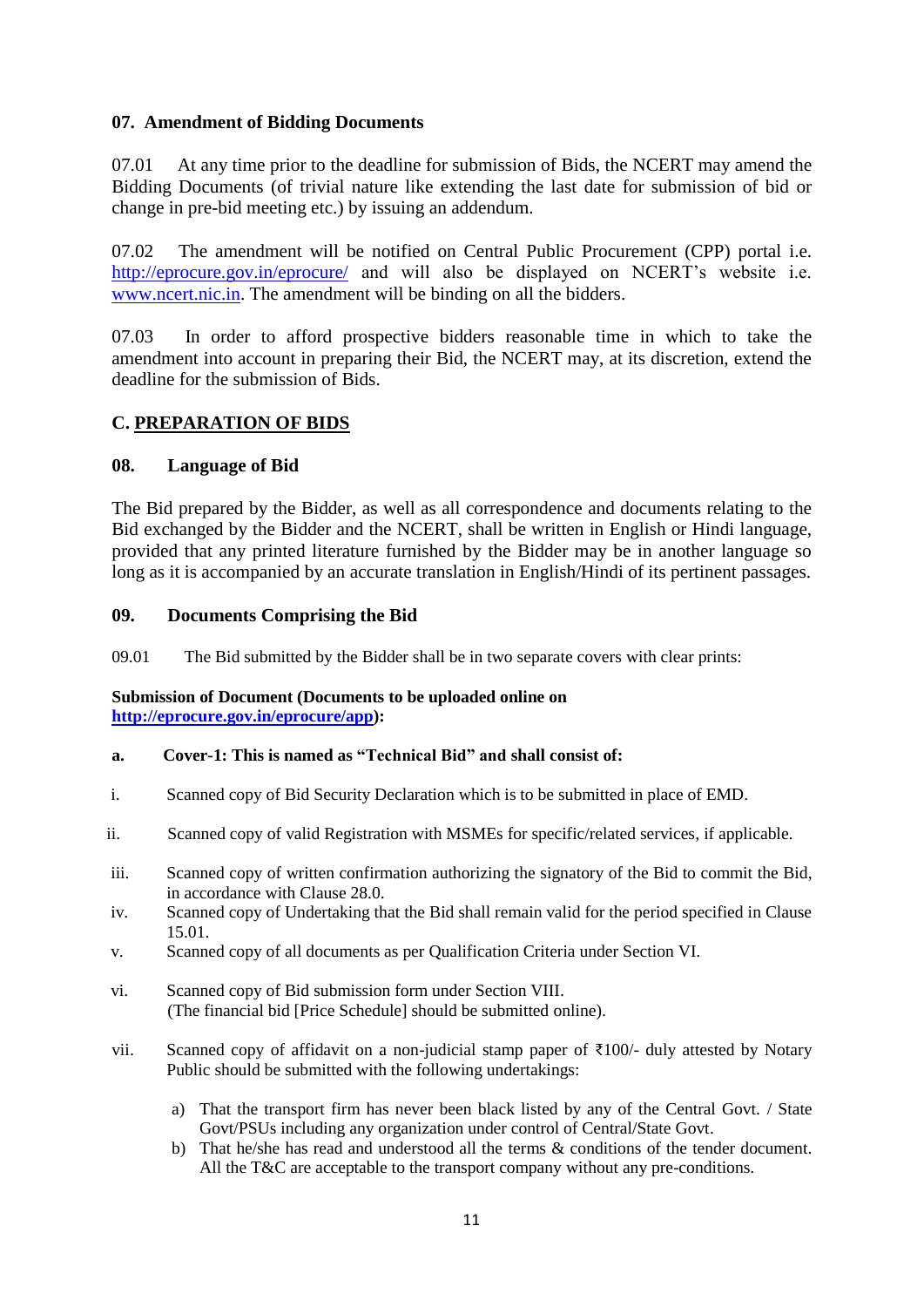### 07. Amendment of Bidding Documents

07.01 At any time prior to the deadline for submission of Bids, the NCERT may amend the Bidding Documents (of trivial nature like extending the last date for submission of bid or change in pre-bid meeting etc.) by issuing an addendum.

07.02 The amendment will be notified on Central Public Procurement (CPP) portal i.e. [http://eprocure.gov.in/eprocure/](http://eprocure.gov.in/eprocure/) and will also be displayed on NCERT's website i.e. [www.ncert.nic.in](http://www.ncert.nic.in). The amendment will be binding on all the bidders.

07.03 In order to afford prospective bidders reasonable time in which to take the amendment into account in preparing their Bid, the NCERT may, at its discretion, extend the deadline for the submission of Bids.

## C. PREPARATION OF BIDS

### 08. Language of Bid

The Bid prepared by the Bidder, as well as all correspondence and documents relating to the Bid exchanged by the Bidder and the NCERT, shall be written in English or Hindi language, provided that any printed literature furnished by the Bidder may be in another language so long as it is accompanied by an accurate translation in English/Hindi of its pertinent passages.

### 09. Documents Comprising the Bid

09.01 The Bid submitted by the Bidder shall be in two separate covers with clear prints:

**Submission of Document (Documents to be uploaded online on [http://eprocure.gov.in/eprocure/app](http://eprocure.gov.in/eprocure/app)):**

**a. Cover-1: This is named as "Technical Bid" and shall consist of:**

i. Scanned copy of Bid Security Declaration which is to be submitted in place of EMD.

ii. Scanned copy of valid Registration with MSMEs for specific/related services, if applicable.

iii. Scanned copy of written confirmation authorizing the signatory of the Bid to commit the Bid, in accordance with Clause 28.0.

iv. Scanned copy of Undertaking that the Bid shall remain valid for the period specified in Clause 15.01.

v. Scanned copy of all documents as per Qualification Criteria under Section VI.

vi. Scanned copy of Bid submission form under Section VIII.
(The financial bid [Price Schedule] should be submitted online).

vii. Scanned copy of affidavit on a non-judicial stamp paper of ₹100/- duly attested by Notary Public should be submitted with the following undertakings:

a) That the transport firm has never been black listed by any of the Central Govt. / State Govt/PSUs including any organization under control of Central/State Govt.

b) That he/she has read and understood all the terms & conditions of the tender document. All the T&C are acceptable to the transport company without any pre-conditions.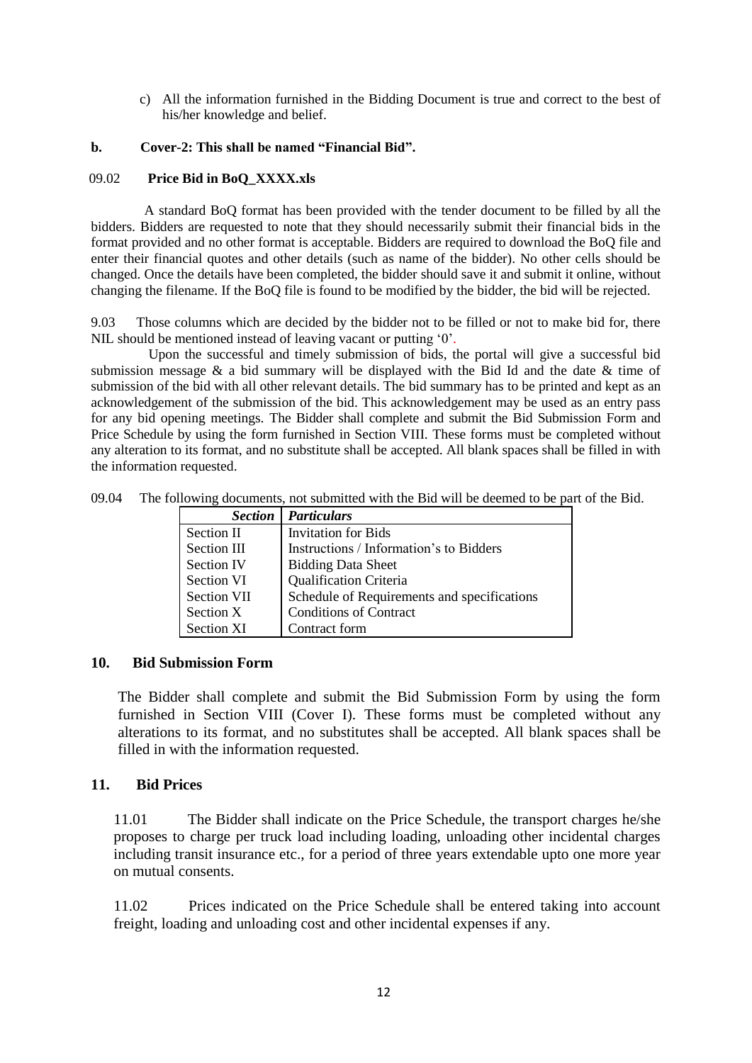c) All the information furnished in the Bidding Document is true and correct to the best of his/her knowledge and belief.

**b. Cover-2: This shall be named "Financial Bid".**

09.02 **Price Bid in BoQ_XXXX.xls**

A standard BoQ format has been provided with the tender document to be filled by all the bidders. Bidders are requested to note that they should necessarily submit their financial bids in the format provided and no other format is acceptable. Bidders are required to download the BoQ file and enter their financial quotes and other details (such as name of the bidder). No other cells should be changed. Once the details have been completed, the bidder should save it and submit it online, without changing the filename. If the BoQ file is found to be modified by the bidder, the bid will be rejected.

9.03 Those columns which are decided by the bidder not to be filled or not to make bid for, there NIL should be mentioned instead of leaving vacant or putting '0'.

Upon the successful and timely submission of bids, the portal will give a successful bid submission message & a bid summary will be displayed with the Bid Id and the date & time of submission of the bid with all other relevant details. The bid summary has to be printed and kept as an acknowledgement of the submission of the bid. This acknowledgement may be used as an entry pass for any bid opening meetings. The Bidder shall complete and submit the Bid Submission Form and Price Schedule by using the form furnished in Section VIII. These forms must be completed without any alteration to its format, and no substitute shall be accepted. All blank spaces shall be filled in with the information requested.

09.04 The following documents, not submitted with the Bid will be deemed to be part of the Bid.

| *Section* | *Particulars* |
|---|---|
| Section II | Invitation for Bids |
| Section III | Instructions / Information's to Bidders |
| Section IV | Bidding Data Sheet |
| Section VI | Qualification Criteria |
| Section VII | Schedule of Requirements and specifications |
| Section X | Conditions of Contract |
| Section XI | Contract form |

## 10. Bid Submission Form

The Bidder shall complete and submit the Bid Submission Form by using the form furnished in Section VIII (Cover I). These forms must be completed without any alterations to its format, and no substitutes shall be accepted. All blank spaces shall be filled in with the information requested.

## 11. Bid Prices

11.01 The Bidder shall indicate on the Price Schedule, the transport charges he/she proposes to charge per truck load including loading, unloading other incidental charges including transit insurance etc., for a period of three years extendable upto one more year on mutual consents.

11.02 Prices indicated on the Price Schedule shall be entered taking into account freight, loading and unloading cost and other incidental expenses if any.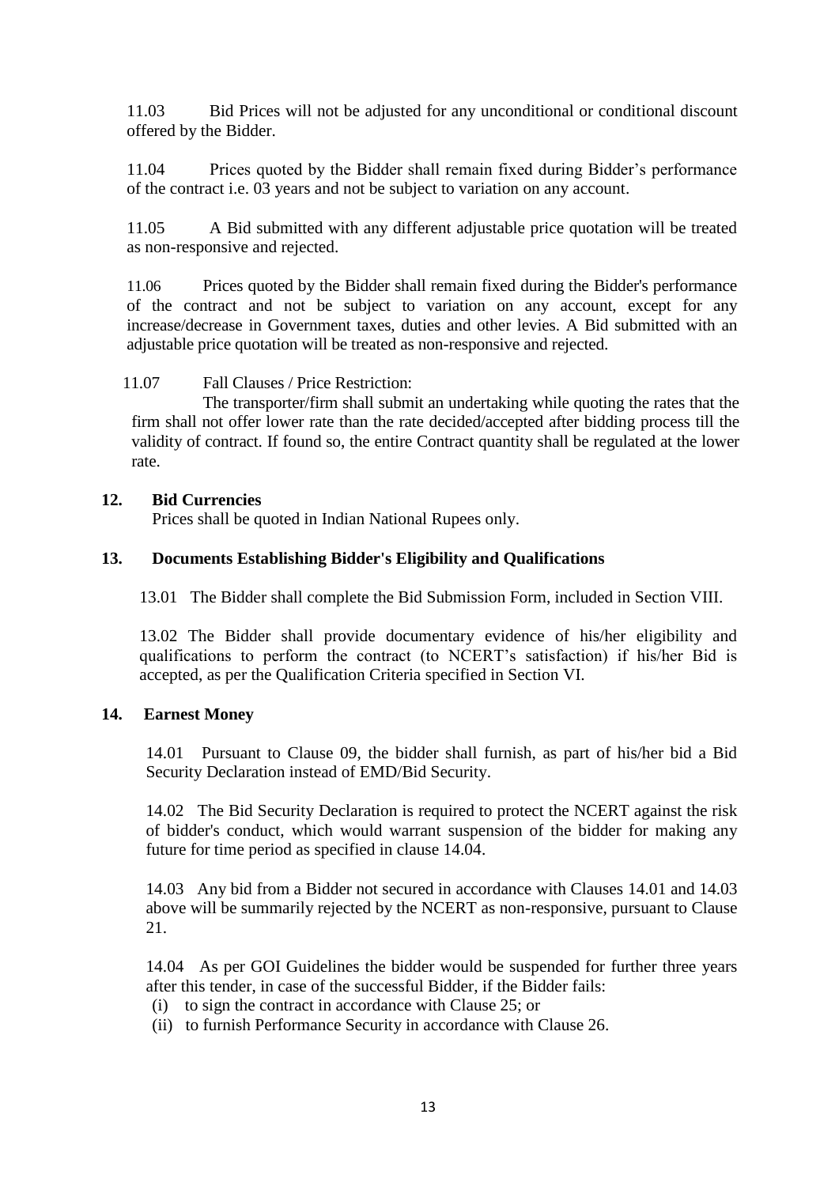11.03 Bid Prices will not be adjusted for any unconditional or conditional discount offered by the Bidder.

11.04 Prices quoted by the Bidder shall remain fixed during Bidder's performance of the contract i.e. 03 years and not be subject to variation on any account.

11.05 A Bid submitted with any different adjustable price quotation will be treated as non-responsive and rejected.

11.06 Prices quoted by the Bidder shall remain fixed during the Bidder's performance of the contract and not be subject to variation on any account, except for any increase/decrease in Government taxes, duties and other levies. A Bid submitted with an adjustable price quotation will be treated as non-responsive and rejected.

11.07 Fall Clauses / Price Restriction:

The transporter/firm shall submit an undertaking while quoting the rates that the firm shall not offer lower rate than the rate decided/accepted after bidding process till the validity of contract. If found so, the entire Contract quantity shall be regulated at the lower rate.

## 12. Bid Currencies

Prices shall be quoted in Indian National Rupees only.

## 13. Documents Establishing Bidder's Eligibility and Qualifications

13.01 The Bidder shall complete the Bid Submission Form, included in Section VIII.

13.02 The Bidder shall provide documentary evidence of his/her eligibility and qualifications to perform the contract (to NCERT's satisfaction) if his/her Bid is accepted, as per the Qualification Criteria specified in Section VI.

## 14. Earnest Money

14.01 Pursuant to Clause 09, the bidder shall furnish, as part of his/her bid a Bid Security Declaration instead of EMD/Bid Security.

14.02 The Bid Security Declaration is required to protect the NCERT against the risk of bidder's conduct, which would warrant suspension of the bidder for making any future for time period as specified in clause 14.04.

14.03 Any bid from a Bidder not secured in accordance with Clauses 14.01 and 14.03 above will be summarily rejected by the NCERT as non-responsive, pursuant to Clause 21.

14.04 As per GOI Guidelines the bidder would be suspended for further three years after this tender, in case of the successful Bidder, if the Bidder fails:

(i) to sign the contract in accordance with Clause 25; or

(ii) to furnish Performance Security in accordance with Clause 26.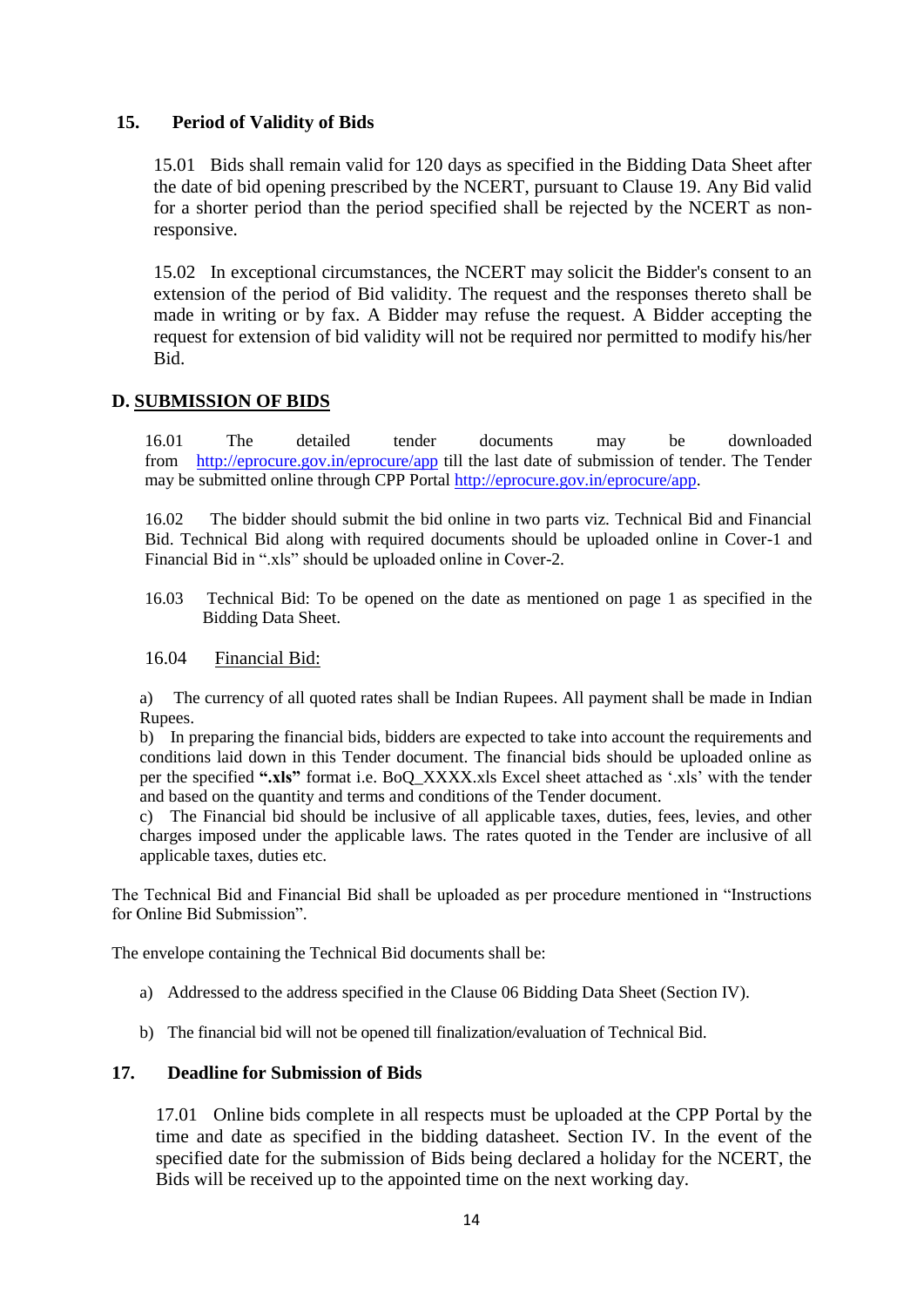## 15. Period of Validity of Bids

15.01 Bids shall remain valid for 120 days as specified in the Bidding Data Sheet after the date of bid opening prescribed by the NCERT, pursuant to Clause 19. Any Bid valid for a shorter period than the period specified shall be rejected by the NCERT as non-responsive.

15.02 In exceptional circumstances, the NCERT may solicit the Bidder's consent to an extension of the period of Bid validity. The request and the responses thereto shall be made in writing or by fax. A Bidder may refuse the request. A Bidder accepting the request for extension of bid validity will not be required nor permitted to modify his/her Bid.

## D. SUBMISSION OF BIDS

16.01 The detailed tender documents may be downloaded from http://eprocure.gov.in/eprocure/app till the last date of submission of tender. The Tender may be submitted online through CPP Portal http://eprocure.gov.in/eprocure/app.

16.02 The bidder should submit the bid online in two parts viz. Technical Bid and Financial Bid. Technical Bid along with required documents should be uploaded online in Cover-1 and Financial Bid in ".xls" should be uploaded online in Cover-2.

16.03 Technical Bid: To be opened on the date as mentioned on page 1 as specified in the Bidding Data Sheet.

16.04 Financial Bid:

a) The currency of all quoted rates shall be Indian Rupees. All payment shall be made in Indian Rupees.
b) In preparing the financial bids, bidders are expected to take into account the requirements and conditions laid down in this Tender document. The financial bids should be uploaded online as per the specified **".xls"** format i.e. BoQ_XXXX.xls Excel sheet attached as '.xls' with the tender and based on the quantity and terms and conditions of the Tender document.
c) The Financial bid should be inclusive of all applicable taxes, duties, fees, levies, and other charges imposed under the applicable laws. The rates quoted in the Tender are inclusive of all applicable taxes, duties etc.

The Technical Bid and Financial Bid shall be uploaded as per procedure mentioned in "Instructions for Online Bid Submission".

The envelope containing the Technical Bid documents shall be:

a) Addressed to the address specified in the Clause 06 Bidding Data Sheet (Section IV).
b) The financial bid will not be opened till finalization/evaluation of Technical Bid.

## 17. Deadline for Submission of Bids

17.01 Online bids complete in all respects must be uploaded at the CPP Portal by the time and date as specified in the bidding datasheet. Section IV. In the event of the specified date for the submission of Bids being declared a holiday for the NCERT, the Bids will be received up to the appointed time on the next working day.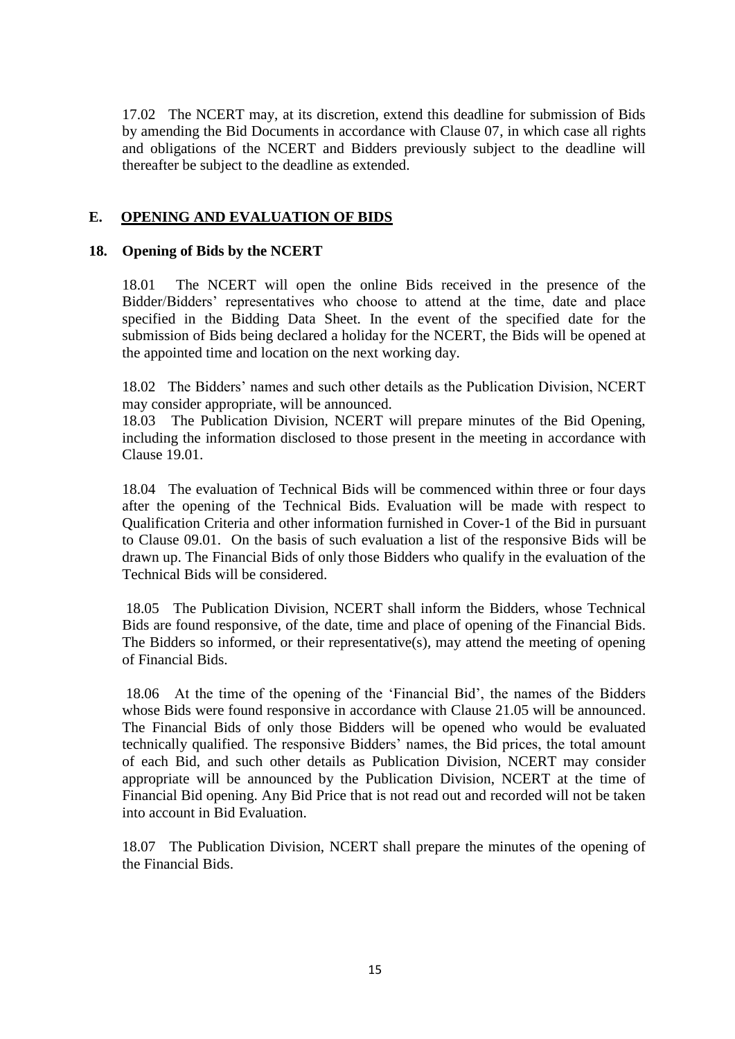17.02 The NCERT may, at its discretion, extend this deadline for submission of Bids by amending the Bid Documents in accordance with Clause 07, in which case all rights and obligations of the NCERT and Bidders previously subject to the deadline will thereafter be subject to the deadline as extended.

## E. OPENING AND EVALUATION OF BIDS

### 18. Opening of Bids by the NCERT

18.01 The NCERT will open the online Bids received in the presence of the Bidder/Bidders' representatives who choose to attend at the time, date and place specified in the Bidding Data Sheet. In the event of the specified date for the submission of Bids being declared a holiday for the NCERT, the Bids will be opened at the appointed time and location on the next working day.

18.02 The Bidders' names and such other details as the Publication Division, NCERT may consider appropriate, will be announced.

18.03 The Publication Division, NCERT will prepare minutes of the Bid Opening, including the information disclosed to those present in the meeting in accordance with Clause 19.01.

18.04 The evaluation of Technical Bids will be commenced within three or four days after the opening of the Technical Bids. Evaluation will be made with respect to Qualification Criteria and other information furnished in Cover-1 of the Bid in pursuant to Clause 09.01. On the basis of such evaluation a list of the responsive Bids will be drawn up. The Financial Bids of only those Bidders who qualify in the evaluation of the Technical Bids will be considered.

18.05 The Publication Division, NCERT shall inform the Bidders, whose Technical Bids are found responsive, of the date, time and place of opening of the Financial Bids. The Bidders so informed, or their representative(s), may attend the meeting of opening of Financial Bids.

18.06 At the time of the opening of the 'Financial Bid', the names of the Bidders whose Bids were found responsive in accordance with Clause 21.05 will be announced. The Financial Bids of only those Bidders will be opened who would be evaluated technically qualified. The responsive Bidders' names, the Bid prices, the total amount of each Bid, and such other details as Publication Division, NCERT may consider appropriate will be announced by the Publication Division, NCERT at the time of Financial Bid opening. Any Bid Price that is not read out and recorded will not be taken into account in Bid Evaluation.

18.07 The Publication Division, NCERT shall prepare the minutes of the opening of the Financial Bids.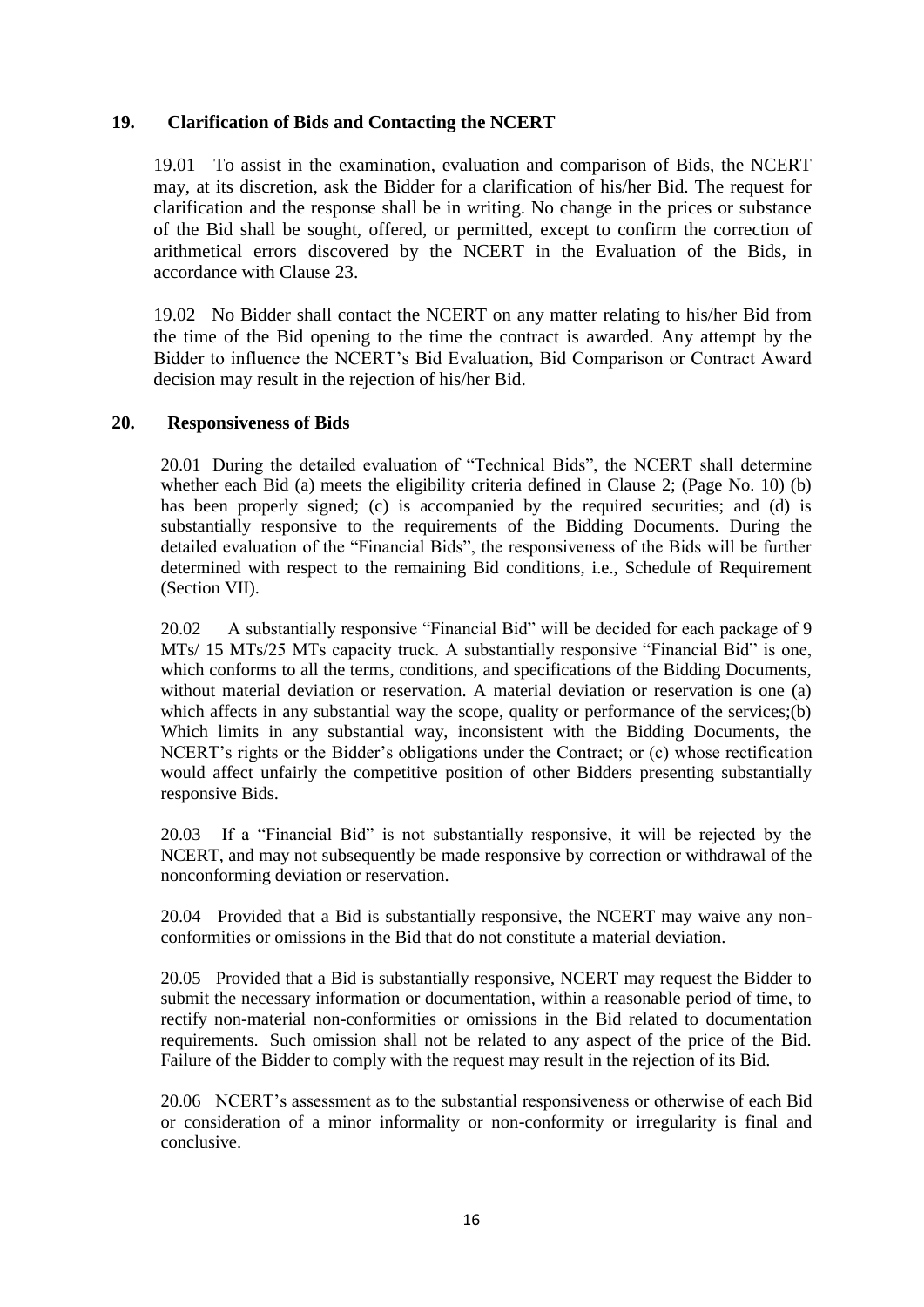## 19. Clarification of Bids and Contacting the NCERT

19.01 To assist in the examination, evaluation and comparison of Bids, the NCERT may, at its discretion, ask the Bidder for a clarification of his/her Bid. The request for clarification and the response shall be in writing. No change in the prices or substance of the Bid shall be sought, offered, or permitted, except to confirm the correction of arithmetical errors discovered by the NCERT in the Evaluation of the Bids, in accordance with Clause 23.

19.02 No Bidder shall contact the NCERT on any matter relating to his/her Bid from the time of the Bid opening to the time the contract is awarded. Any attempt by the Bidder to influence the NCERT's Bid Evaluation, Bid Comparison or Contract Award decision may result in the rejection of his/her Bid.

## 20. Responsiveness of Bids

20.01 During the detailed evaluation of "Technical Bids", the NCERT shall determine whether each Bid (a) meets the eligibility criteria defined in Clause 2; (Page No. 10) (b) has been properly signed; (c) is accompanied by the required securities; and (d) is substantially responsive to the requirements of the Bidding Documents. During the detailed evaluation of the "Financial Bids", the responsiveness of the Bids will be further determined with respect to the remaining Bid conditions, i.e., Schedule of Requirement (Section VII).

20.02 A substantially responsive "Financial Bid" will be decided for each package of 9 MTs/ 15 MTs/25 MTs capacity truck. A substantially responsive "Financial Bid" is one, which conforms to all the terms, conditions, and specifications of the Bidding Documents, without material deviation or reservation. A material deviation or reservation is one (a) which affects in any substantial way the scope, quality or performance of the services;(b) Which limits in any substantial way, inconsistent with the Bidding Documents, the NCERT's rights or the Bidder's obligations under the Contract; or (c) whose rectification would affect unfairly the competitive position of other Bidders presenting substantially responsive Bids.

20.03 If a "Financial Bid" is not substantially responsive, it will be rejected by the NCERT, and may not subsequently be made responsive by correction or withdrawal of the nonconforming deviation or reservation.

20.04 Provided that a Bid is substantially responsive, the NCERT may waive any non-conformities or omissions in the Bid that do not constitute a material deviation.

20.05 Provided that a Bid is substantially responsive, NCERT may request the Bidder to submit the necessary information or documentation, within a reasonable period of time, to rectify non-material non-conformities or omissions in the Bid related to documentation requirements. Such omission shall not be related to any aspect of the price of the Bid. Failure of the Bidder to comply with the request may result in the rejection of its Bid.

20.06 NCERT's assessment as to the substantial responsiveness or otherwise of each Bid or consideration of a minor informality or non-conformity or irregularity is final and conclusive.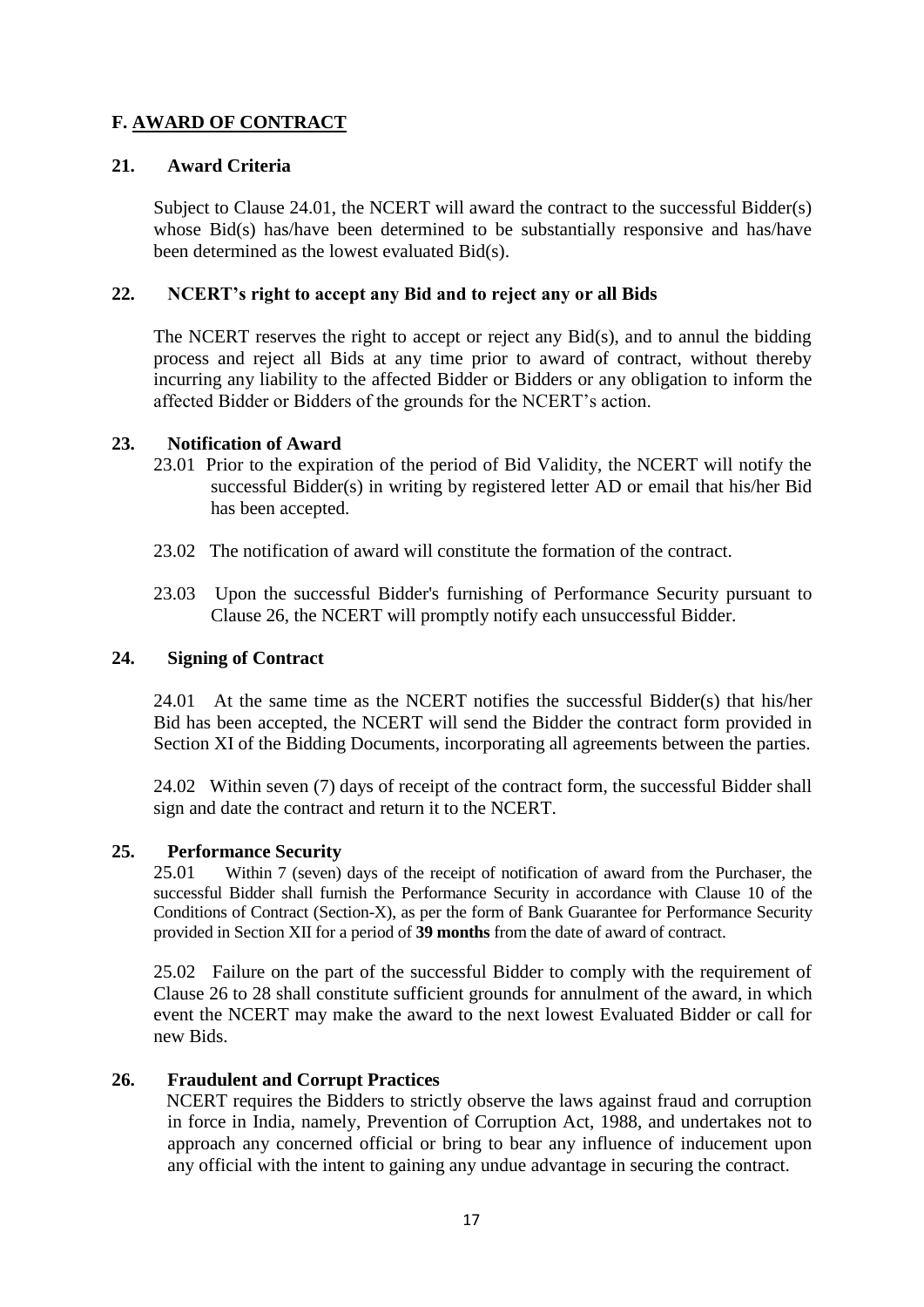## F. AWARD OF CONTRACT

### 21. Award Criteria

Subject to Clause 24.01, the NCERT will award the contract to the successful Bidder(s) whose Bid(s) has/have been determined to be substantially responsive and has/have been determined as the lowest evaluated Bid(s).

### 22. NCERT's right to accept any Bid and to reject any or all Bids

The NCERT reserves the right to accept or reject any Bid(s), and to annul the bidding process and reject all Bids at any time prior to award of contract, without thereby incurring any liability to the affected Bidder or Bidders or any obligation to inform the affected Bidder or Bidders of the grounds for the NCERT's action.

### 23. Notification of Award

23.01 Prior to the expiration of the period of Bid Validity, the NCERT will notify the successful Bidder(s) in writing by registered letter AD or email that his/her Bid has been accepted.

23.02 The notification of award will constitute the formation of the contract.

23.03 Upon the successful Bidder's furnishing of Performance Security pursuant to Clause 26, the NCERT will promptly notify each unsuccessful Bidder.

### 24. Signing of Contract

24.01 At the same time as the NCERT notifies the successful Bidder(s) that his/her Bid has been accepted, the NCERT will send the Bidder the contract form provided in Section XI of the Bidding Documents, incorporating all agreements between the parties.

24.02 Within seven (7) days of receipt of the contract form, the successful Bidder shall sign and date the contract and return it to the NCERT.

### 25. Performance Security

25.01 Within 7 (seven) days of the receipt of notification of award from the Purchaser, the successful Bidder shall furnish the Performance Security in accordance with Clause 10 of the Conditions of Contract (Section-X), as per the form of Bank Guarantee for Performance Security provided in Section XII for a period of **39 months** from the date of award of contract.

25.02 Failure on the part of the successful Bidder to comply with the requirement of Clause 26 to 28 shall constitute sufficient grounds for annulment of the award, in which event the NCERT may make the award to the next lowest Evaluated Bidder or call for new Bids.

### 26. Fraudulent and Corrupt Practices

NCERT requires the Bidders to strictly observe the laws against fraud and corruption in force in India, namely, Prevention of Corruption Act, 1988, and undertakes not to approach any concerned official or bring to bear any influence of inducement upon any official with the intent to gaining any undue advantage in securing the contract.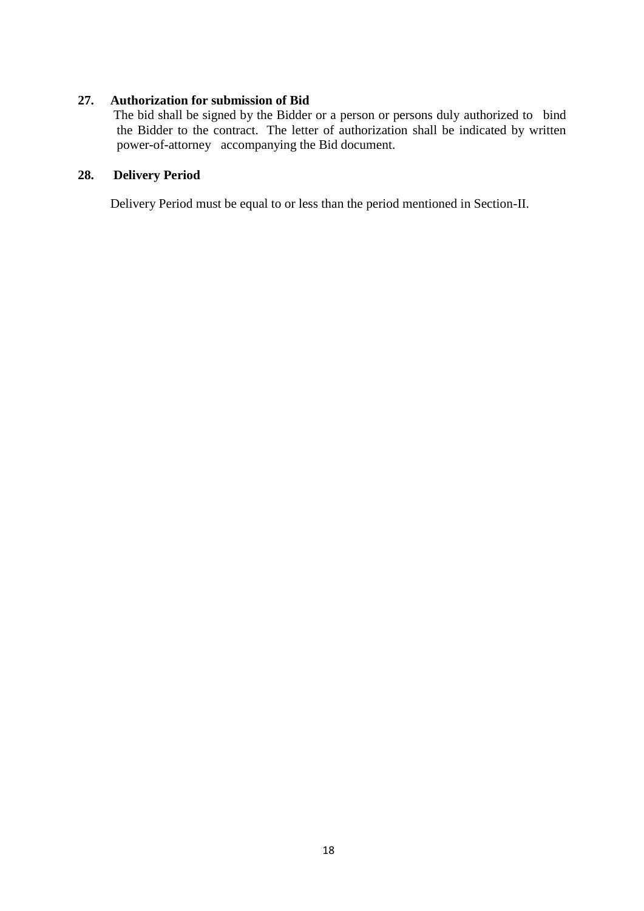**27. Authorization for submission of Bid**

The bid shall be signed by the Bidder or a person or persons duly authorized to bind the Bidder to the contract. The letter of authorization shall be indicated by written power-of-attorney accompanying the Bid document.

**28. Delivery Period**

Delivery Period must be equal to or less than the period mentioned in Section-II.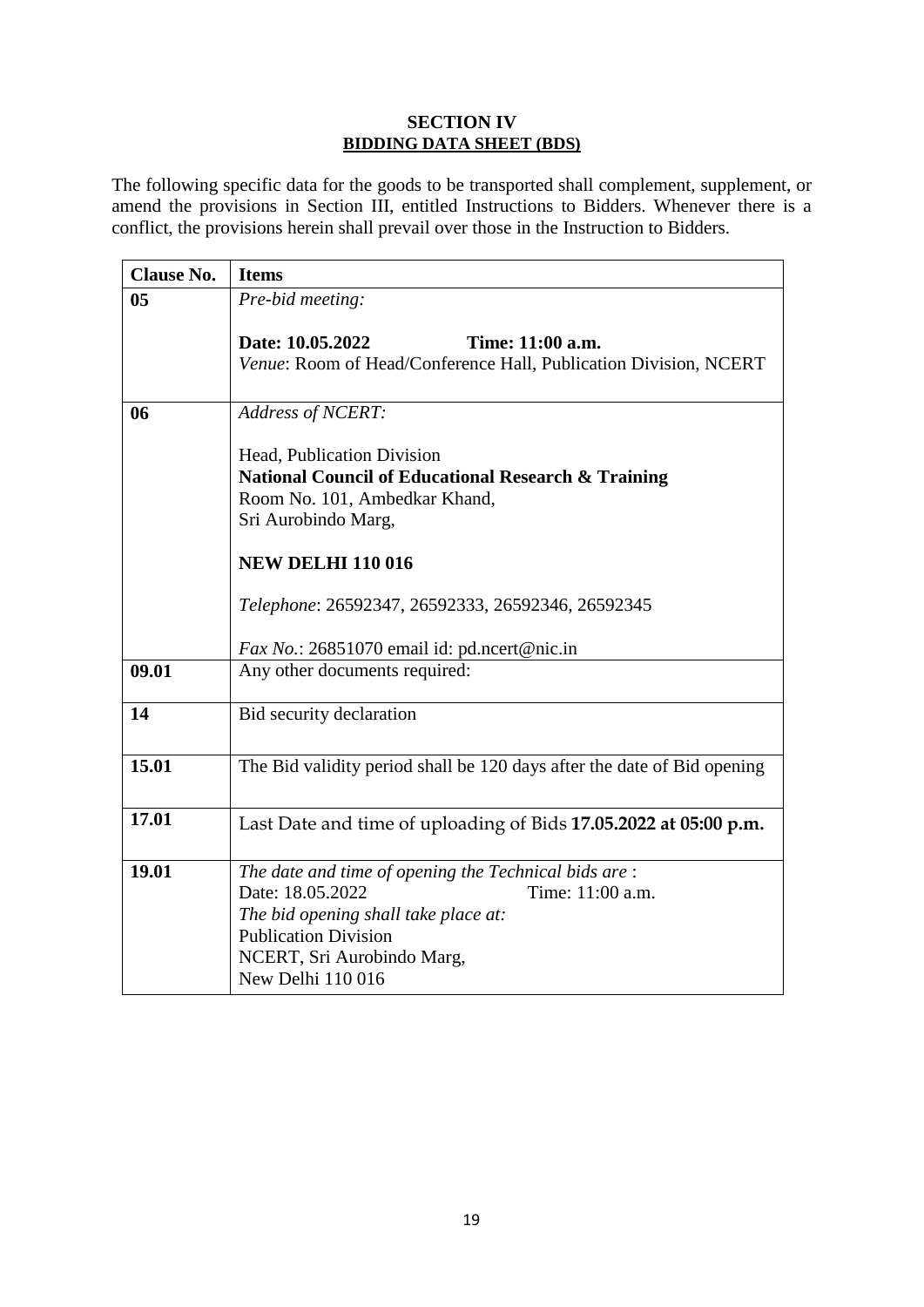## SECTION IV
## BIDDING DATA SHEET (BDS)

The following specific data for the goods to be transported shall complement, supplement, or amend the provisions in Section III, entitled Instructions to Bidders. Whenever there is a conflict, the provisions herein shall prevail over those in the Instruction to Bidders.

| Clause No. | Items |
|---|---|
| **05** | *Pre-bid meeting:*<br><br>**Date: 10.05.2022 Time: 11:00 a.m.**<br>*Venue*: Room of Head/Conference Hall, Publication Division, NCERT |
| **06** | *Address of NCERT:*<br><br>Head, Publication Division<br>**National Council of Educational Research & Training**<br>Room No. 101, Ambedkar Khand,<br>Sri Aurobindo Marg,<br><br>**NEW DELHI 110 016**<br><br>*Telephone*: 26592347, 26592333, 26592346, 26592345<br><br>*Fax No.*: 26851070 email id: pd.ncert@nic.in |
| **09.01** | Any other documents required: |
| **14** | Bid security declaration |
| **15.01** | The Bid validity period shall be 120 days after the date of Bid opening |
| **17.01** | Last Date and time of uploading of Bids **17.05.2022 at 05:00 p.m.** |
| **19.01** | *The date and time of opening the Technical bids are* :<br>Date: 18.05.2022 Time: 11:00 a.m.<br>*The bid opening shall take place at:*<br>Publication Division<br>NCERT, Sri Aurobindo Marg,<br>New Delhi 110 016 |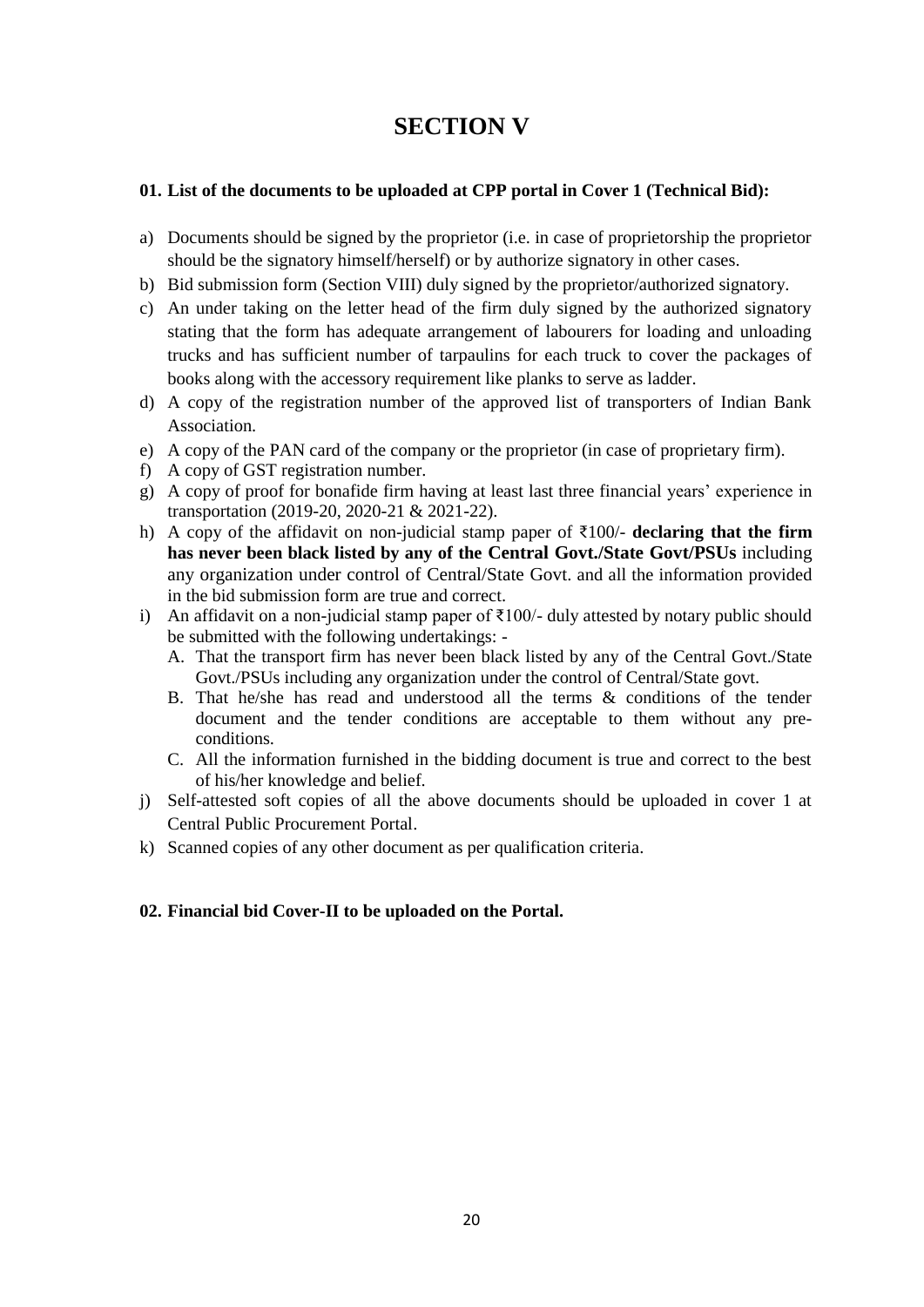# SECTION V

**01. List of the documents to be uploaded at CPP portal in Cover 1 (Technical Bid):**

a) Documents should be signed by the proprietor (i.e. in case of proprietorship the proprietor should be the signatory himself/herself) or by authorize signatory in other cases.

b) Bid submission form (Section VIII) duly signed by the proprietor/authorized signatory.

c) An under taking on the letter head of the firm duly signed by the authorized signatory stating that the form has adequate arrangement of labourers for loading and unloading trucks and has sufficient number of tarpaulins for each truck to cover the packages of books along with the accessory requirement like planks to serve as ladder.

d) A copy of the registration number of the approved list of transporters of Indian Bank Association.

e) A copy of the PAN card of the company or the proprietor (in case of proprietary firm).

f) A copy of GST registration number.

g) A copy of proof for bonafide firm having at least last three financial years' experience in transportation (2019-20, 2020-21 & 2021-22).

h) A copy of the affidavit on non-judicial stamp paper of ₹100/- **declaring that the firm has never been black listed by any of the Central Govt./State Govt/PSUs** including any organization under control of Central/State Govt. and all the information provided in the bid submission form are true and correct.

i) An affidavit on a non-judicial stamp paper of ₹100/- duly attested by notary public should be submitted with the following undertakings: -
   - A. That the transport firm has never been black listed by any of the Central Govt./State Govt./PSUs including any organization under the control of Central/State govt.
   - B. That he/she has read and understood all the terms & conditions of the tender document and the tender conditions are acceptable to them without any pre-conditions.
   - C. All the information furnished in the bidding document is true and correct to the best of his/her knowledge and belief.

j) Self-attested soft copies of all the above documents should be uploaded in cover 1 at Central Public Procurement Portal.

k) Scanned copies of any other document as per qualification criteria.

**02. Financial bid Cover-II to be uploaded on the Portal.**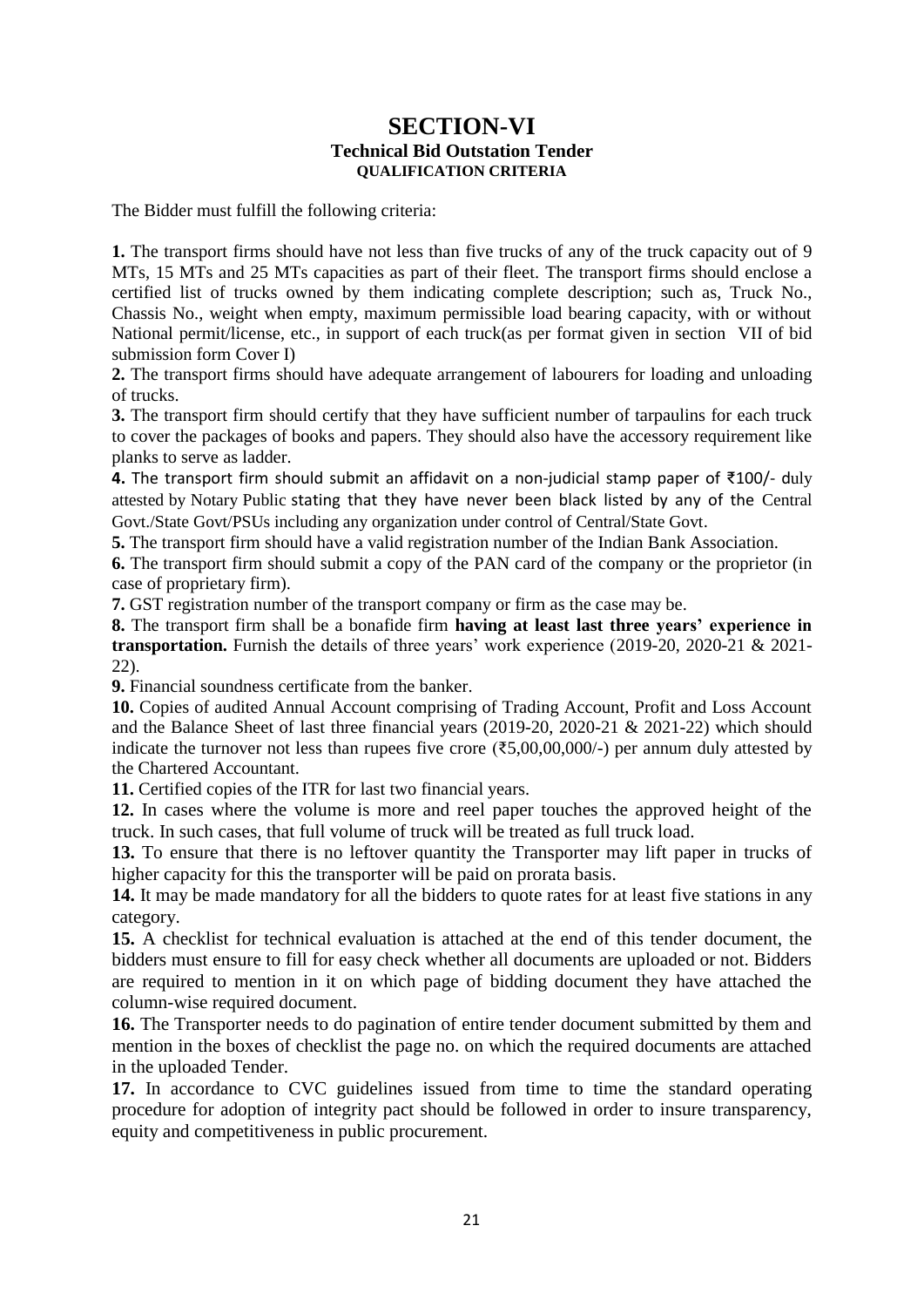# SECTION-VI

## Technical Bid Outstation Tender

### QUALIFICATION CRITERIA

The Bidder must fulfill the following criteria:

**1.** The transport firms should have not less than five trucks of any of the truck capacity out of 9 MTs, 15 MTs and 25 MTs capacities as part of their fleet. The transport firms should enclose a certified list of trucks owned by them indicating complete description; such as, Truck No., Chassis No., weight when empty, maximum permissible load bearing capacity, with or without National permit/license, etc., in support of each truck(as per format given in section VII of bid submission form Cover I)

**2.** The transport firms should have adequate arrangement of labourers for loading and unloading of trucks.

**3.** The transport firm should certify that they have sufficient number of tarpaulins for each truck to cover the packages of books and papers. They should also have the accessory requirement like planks to serve as ladder.

**4.** The transport firm should submit an affidavit on a non-judicial stamp paper of ₹100/- duly attested by Notary Public stating that they have never been black listed by any of the Central Govt./State Govt/PSUs including any organization under control of Central/State Govt.

**5.** The transport firm should have a valid registration number of the Indian Bank Association.

**6.** The transport firm should submit a copy of the PAN card of the company or the proprietor (in case of proprietary firm).

**7.** GST registration number of the transport company or firm as the case may be.

**8.** The transport firm shall be a bonafide firm **having at least last three years' experience in transportation.** Furnish the details of three years' work experience (2019-20, 2020-21 & 2021-22).

**9.** Financial soundness certificate from the banker.

**10.** Copies of audited Annual Account comprising of Trading Account, Profit and Loss Account and the Balance Sheet of last three financial years (2019-20, 2020-21 & 2021-22) which should indicate the turnover not less than rupees five crore (₹5,00,00,000/-) per annum duly attested by the Chartered Accountant.

**11.** Certified copies of the ITR for last two financial years.

**12.** In cases where the volume is more and reel paper touches the approved height of the truck. In such cases, that full volume of truck will be treated as full truck load.

**13.** To ensure that there is no leftover quantity the Transporter may lift paper in trucks of higher capacity for this the transporter will be paid on prorata basis.

**14.** It may be made mandatory for all the bidders to quote rates for at least five stations in any category.

**15.** A checklist for technical evaluation is attached at the end of this tender document, the bidders must ensure to fill for easy check whether all documents are uploaded or not. Bidders are required to mention in it on which page of bidding document they have attached the column-wise required document.

**16.** The Transporter needs to do pagination of entire tender document submitted by them and mention in the boxes of checklist the page no. on which the required documents are attached in the uploaded Tender.

**17.** In accordance to CVC guidelines issued from time to time the standard operating procedure for adoption of integrity pact should be followed in order to insure transparency, equity and competitiveness in public procurement.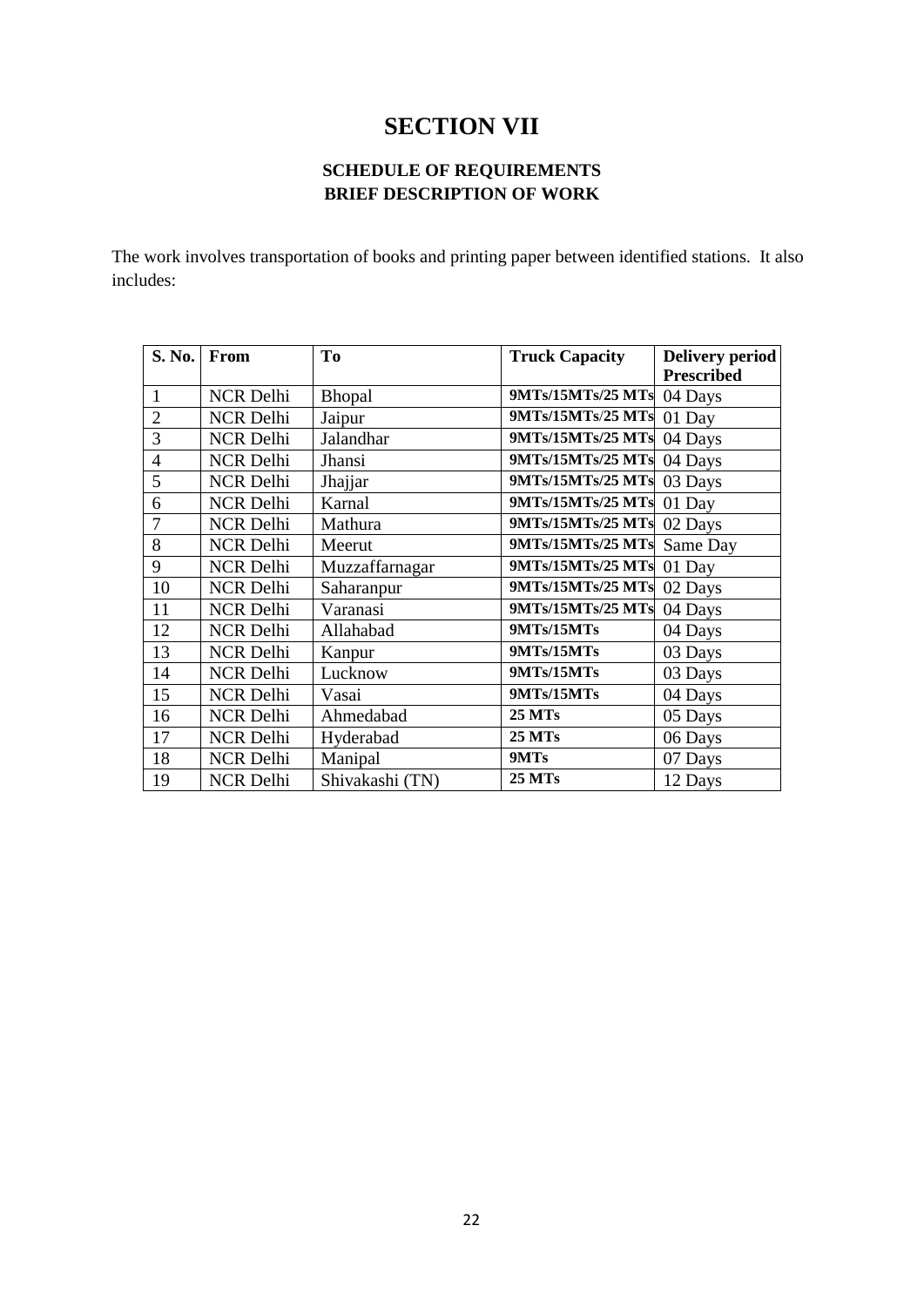# SECTION VII

### SCHEDULE OF REQUIREMENTS
### BRIEF DESCRIPTION OF WORK

The work involves transportation of books and printing paper between identified stations. It also includes:

| S. No. | From | To | Truck Capacity | Delivery period Prescribed |
|---|---|---|---|---|
| 1 | NCR Delhi | Bhopal | 9MTs/15MTs/25 MTs | 04 Days |
| 2 | NCR Delhi | Jaipur | 9MTs/15MTs/25 MTs | 01 Day |
| 3 | NCR Delhi | Jalandhar | 9MTs/15MTs/25 MTs | 04 Days |
| 4 | NCR Delhi | Jhansi | 9MTs/15MTs/25 MTs | 04 Days |
| 5 | NCR Delhi | Jhajjar | 9MTs/15MTs/25 MTs | 03 Days |
| 6 | NCR Delhi | Karnal | 9MTs/15MTs/25 MTs | 01 Day |
| 7 | NCR Delhi | Mathura | 9MTs/15MTs/25 MTs | 02 Days |
| 8 | NCR Delhi | Meerut | 9MTs/15MTs/25 MTs | Same Day |
| 9 | NCR Delhi | Muzzaffarnagar | 9MTs/15MTs/25 MTs | 01 Day |
| 10 | NCR Delhi | Saharanpur | 9MTs/15MTs/25 MTs | 02 Days |
| 11 | NCR Delhi | Varanasi | 9MTs/15MTs/25 MTs | 04 Days |
| 12 | NCR Delhi | Allahabad | 9MTs/15MTs | 04 Days |
| 13 | NCR Delhi | Kanpur | 9MTs/15MTs | 03 Days |
| 14 | NCR Delhi | Lucknow | 9MTs/15MTs | 03 Days |
| 15 | NCR Delhi | Vasai | 9MTs/15MTs | 04 Days |
| 16 | NCR Delhi | Ahmedabad | 25 MTs | 05 Days |
| 17 | NCR Delhi | Hyderabad | 25 MTs | 06 Days |
| 18 | NCR Delhi | Manipal | 9MTs | 07 Days |
| 19 | NCR Delhi | Shivakashi (TN) | 25 MTs | 12 Days |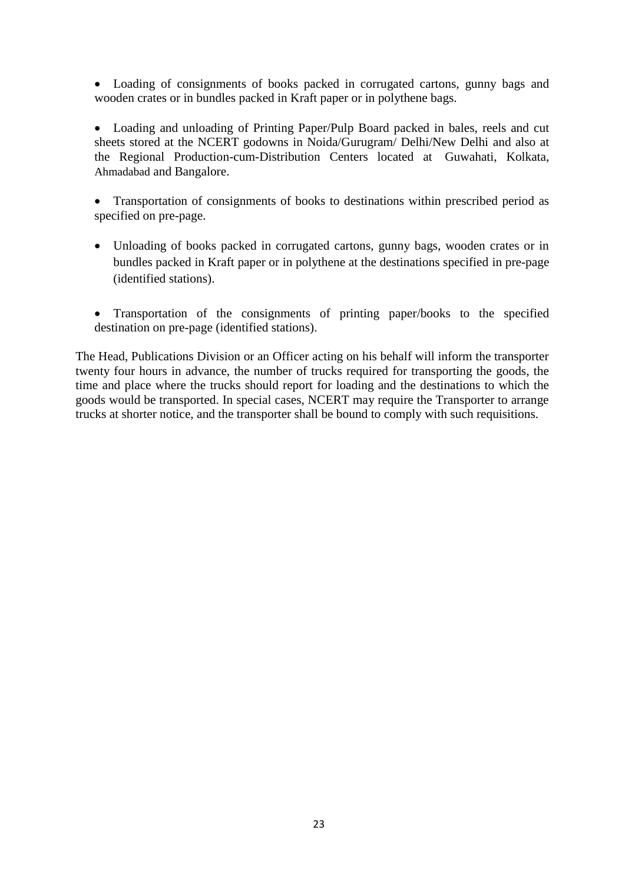- Loading of consignments of books packed in corrugated cartons, gunny bags and wooden crates or in bundles packed in Kraft paper or in polythene bags.

- Loading and unloading of Printing Paper/Pulp Board packed in bales, reels and cut sheets stored at the NCERT godowns in Noida/Gurugram/ Delhi/New Delhi and also at the Regional Production-cum-Distribution Centers located at Guwahati, Kolkata, Ahmadabad and Bangalore.

- Transportation of consignments of books to destinations within prescribed period as specified on pre-page.

- Unloading of books packed in corrugated cartons, gunny bags, wooden crates or in bundles packed in Kraft paper or in polythene at the destinations specified in pre-page (identified stations).

- Transportation of the consignments of printing paper/books to the specified destination on pre-page (identified stations).

The Head, Publications Division or an Officer acting on his behalf will inform the transporter twenty four hours in advance, the number of trucks required for transporting the goods, the time and place where the trucks should report for loading and the destinations to which the goods would be transported. In special cases, NCERT may require the Transporter to arrange trucks at shorter notice, and the transporter shall be bound to comply with such requisitions.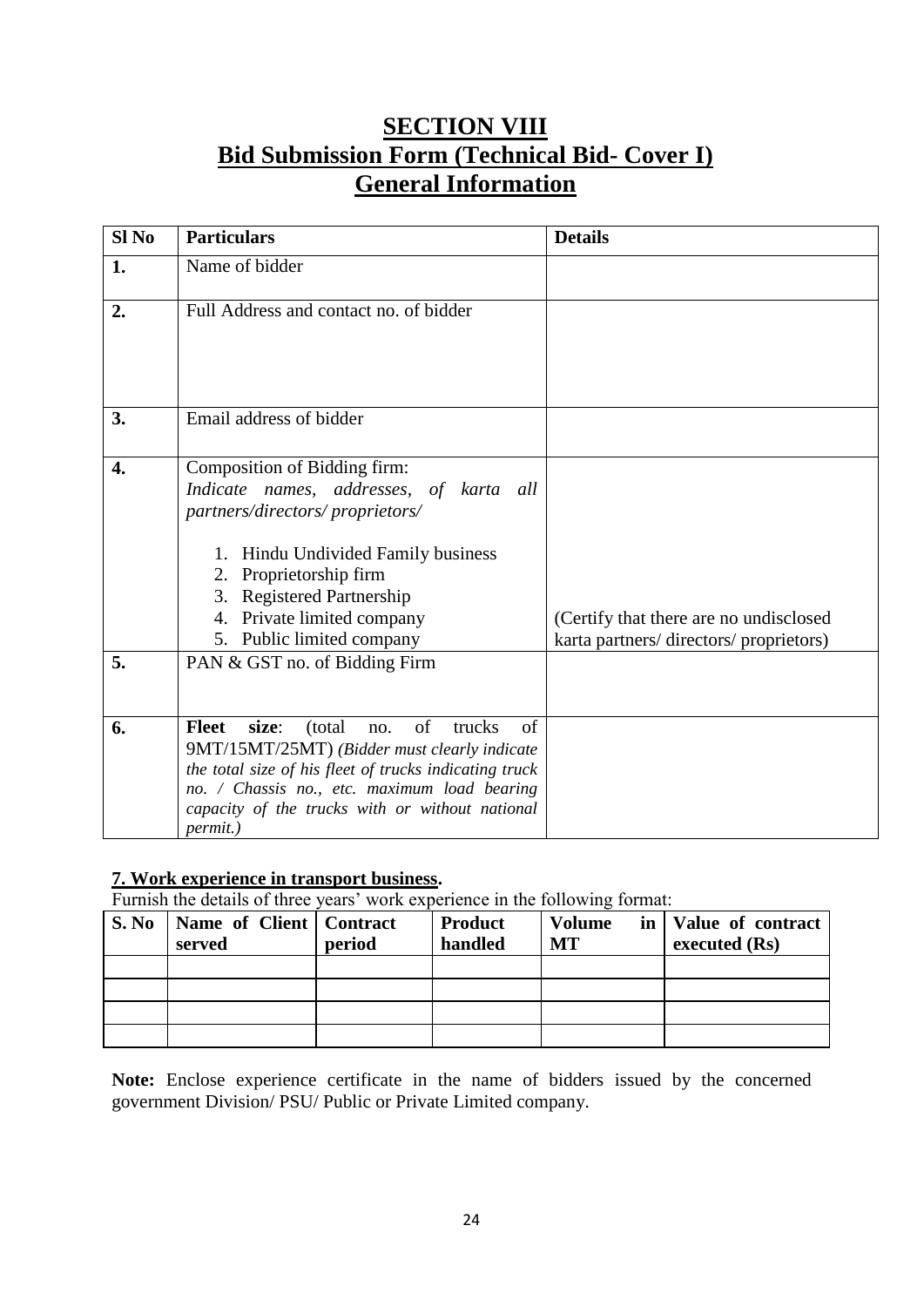# SECTION VIII
## Bid Submission Form (Technical Bid- Cover I)
## General Information

| Sl No | Particulars | Details |
|---|---|---|
| **1.** | Name of bidder | |
| **2.** | Full Address and contact no. of bidder | |
| **3.** | Email address of bidder | |
| **4.** | Composition of Bidding firm: *Indicate names, addresses, of karta all partners/directors/ proprietors/* <br>1. Hindu Undivided Family business <br>2. Proprietorship firm <br>3. Registered Partnership <br>4. Private limited company <br>5. Public limited company | (Certify that there are no undisclosed karta partners/ directors/ proprietors) |
| **5.** | PAN & GST no. of Bidding Firm | |
| **6.** | **Fleet size**: (total no. of trucks of 9MT/15MT/25MT) *(Bidder must clearly indicate the total size of his fleet of trucks indicating truck no. / Chassis no., etc. maximum load bearing capacity of the trucks with or without national permit.)* | |

**7. Work experience in transport business.**

Furnish the details of three years' work experience in the following format:

| S. No | Name of Client served | Contract period | Product handled | Volume in MT | Value of contract executed (Rs) |
|---|---|---|---|---|---|
| | | | | | |
| | | | | | |
| | | | | | |
| | | | | | |

**Note:** Enclose experience certificate in the name of bidders issued by the concerned government Division/ PSU/ Public or Private Limited company.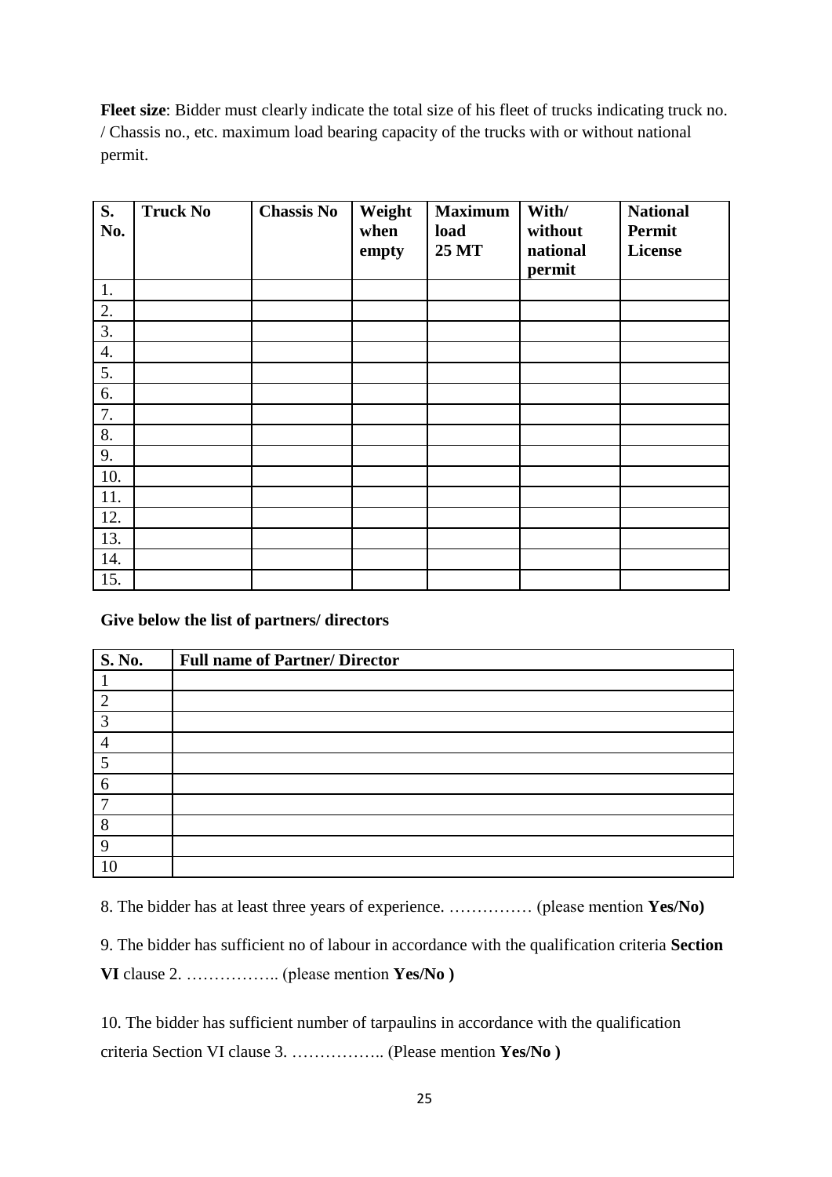**Fleet size**: Bidder must clearly indicate the total size of his fleet of trucks indicating truck no. / Chassis no., etc. maximum load bearing capacity of the trucks with or without national permit.

| S. No. | Truck No | Chassis No | Weight when empty | Maximum load 25 MT | With/ without national permit | National Permit License |
|---|---|---|---|---|---|---|
| 1. | | | | | | |
| 2. | | | | | | |
| 3. | | | | | | |
| 4. | | | | | | |
| 5. | | | | | | |
| 6. | | | | | | |
| 7. | | | | | | |
| 8. | | | | | | |
| 9. | | | | | | |
| 10. | | | | | | |
| 11. | | | | | | |
| 12. | | | | | | |
| 13. | | | | | | |
| 14. | | | | | | |
| 15. | | | | | | |

**Give below the list of partners/ directors**

| S. No. | Full name of Partner/ Director |
|---|---|
| 1 | |
| 2 | |
| 3 | |
| 4 | |
| 5 | |
| 6 | |
| 7 | |
| 8 | |
| 9 | |
| 10 | |

8. The bidder has at least three years of experience. …………… (please mention **Yes/No)**

9. The bidder has sufficient no of labour in accordance with the qualification criteria **Section VI** clause 2. …………….. (please mention **Yes/No )**

10. The bidder has sufficient number of tarpaulins in accordance with the qualification criteria Section VI clause 3. …………….. (Please mention **Yes/No )**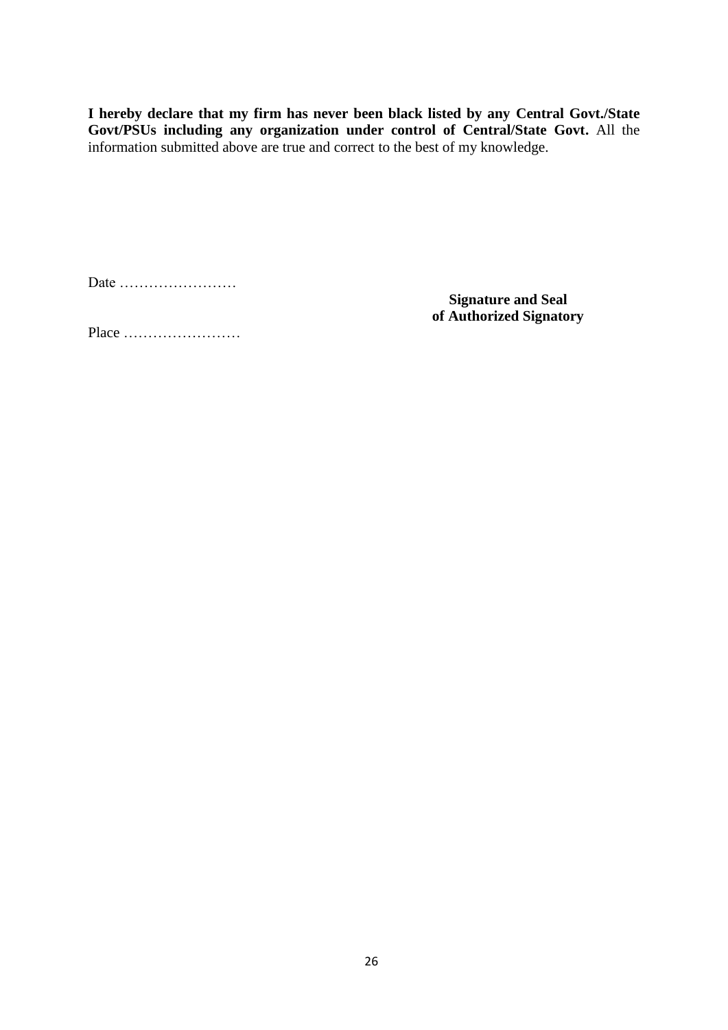**I hereby declare that my firm has never been black listed by any Central Govt./State Govt/PSUs including any organization under control of Central/State Govt.** All the information submitted above are true and correct to the best of my knowledge.

Date ……………………

**Signature and Seal of Authorized Signatory**

Place ……………………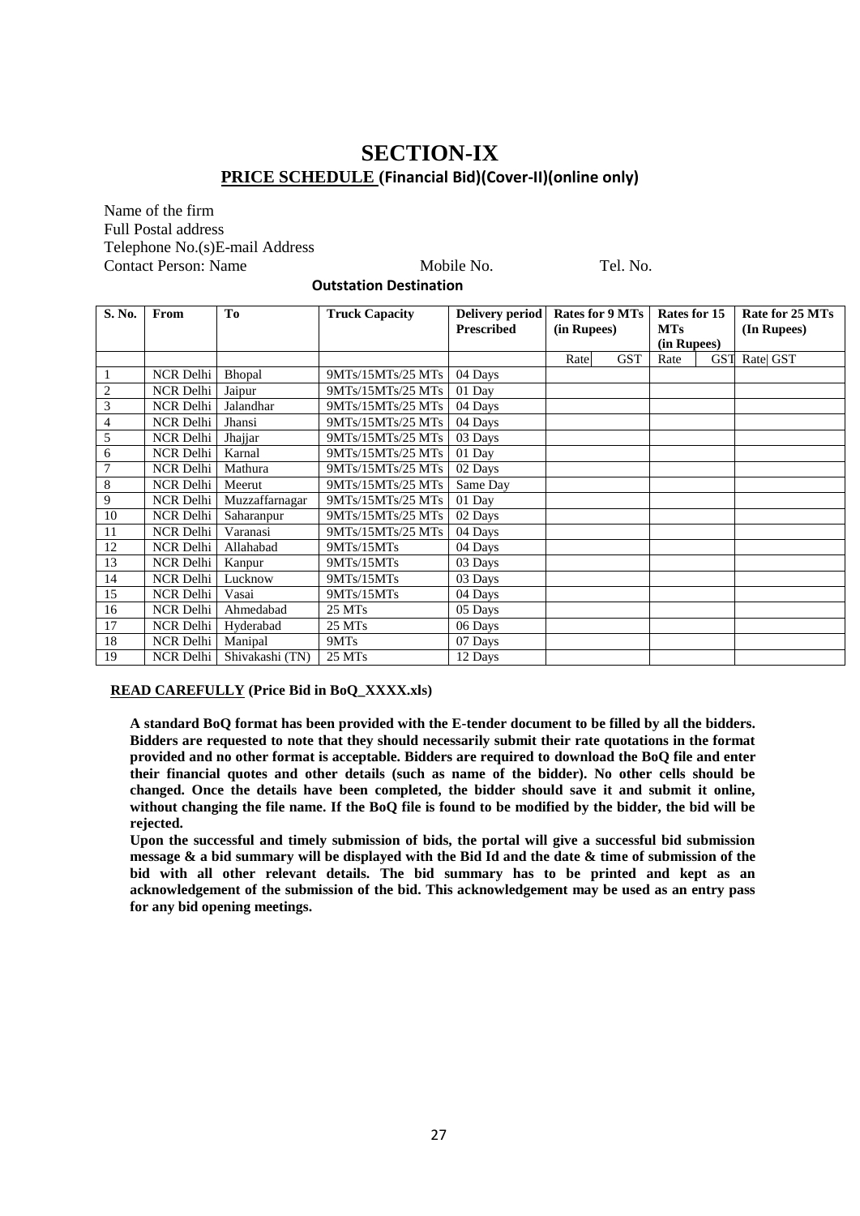# SECTION-IX

## PRICE SCHEDULE (Financial Bid)(Cover-II)(online only)

Name of the firm
Full Postal address
Telephone No.(s)E-mail Address
Contact Person: Name  Mobile No.  Tel. No.

**Outstation Destination**

| S. No. | From | To | Truck Capacity | Delivery period Prescribed | Rates for 9 MTs (in Rupees) | | Rates for 15 MTs (in Rupees) | | Rate for 25 MTs (In Rupees) | |
|---|---|---|---|---|---|---|---|---|---|---|
| | | | | | Rate | GST | Rate | GST | Rate | GST |
| 1 | NCR Delhi | Bhopal | 9MTs/15MTs/25 MTs | 04 Days | | | | | | |
| 2 | NCR Delhi | Jaipur | 9MTs/15MTs/25 MTs | 01 Day | | | | | | |
| 3 | NCR Delhi | Jalandhar | 9MTs/15MTs/25 MTs | 04 Days | | | | | | |
| 4 | NCR Delhi | Jhansi | 9MTs/15MTs/25 MTs | 04 Days | | | | | | |
| 5 | NCR Delhi | Jhajjar | 9MTs/15MTs/25 MTs | 03 Days | | | | | | |
| 6 | NCR Delhi | Karnal | 9MTs/15MTs/25 MTs | 01 Day | | | | | | |
| 7 | NCR Delhi | Mathura | 9MTs/15MTs/25 MTs | 02 Days | | | | | | |
| 8 | NCR Delhi | Meerut | 9MTs/15MTs/25 MTs | Same Day | | | | | | |
| 9 | NCR Delhi | Muzzaffarnagar | 9MTs/15MTs/25 MTs | 01 Day | | | | | | |
| 10 | NCR Delhi | Saharanpur | 9MTs/15MTs/25 MTs | 02 Days | | | | | | |
| 11 | NCR Delhi | Varanasi | 9MTs/15MTs/25 MTs | 04 Days | | | | | | |
| 12 | NCR Delhi | Allahabad | 9MTs/15MTs | 04 Days | | | | | | |
| 13 | NCR Delhi | Kanpur | 9MTs/15MTs | 03 Days | | | | | | |
| 14 | NCR Delhi | Lucknow | 9MTs/15MTs | 03 Days | | | | | | |
| 15 | NCR Delhi | Vasai | 9MTs/15MTs | 04 Days | | | | | | |
| 16 | NCR Delhi | Ahmedabad | 25 MTs | 05 Days | | | | | | |
| 17 | NCR Delhi | Hyderabad | 25 MTs | 06 Days | | | | | | |
| 18 | NCR Delhi | Manipal | 9MTs | 07 Days | | | | | | |
| 19 | NCR Delhi | Shivakashi (TN) | 25 MTs | 12 Days | | | | | | |

**READ CAREFULLY (Price Bid in BoQ_XXXX.xls)**

**A standard BoQ format has been provided with the E-tender document to be filled by all the bidders. Bidders are requested to note that they should necessarily submit their rate quotations in the format provided and no other format is acceptable. Bidders are required to download the BoQ file and enter their financial quotes and other details (such as name of the bidder). No other cells should be changed. Once the details have been completed, the bidder should save it and submit it online, without changing the file name. If the BoQ file is found to be modified by the bidder, the bid will be rejected.**

**Upon the successful and timely submission of bids, the portal will give a successful bid submission message & a bid summary will be displayed with the Bid Id and the date & time of submission of the bid with all other relevant details. The bid summary has to be printed and kept as an acknowledgement of the submission of the bid. This acknowledgement may be used as an entry pass for any bid opening meetings.**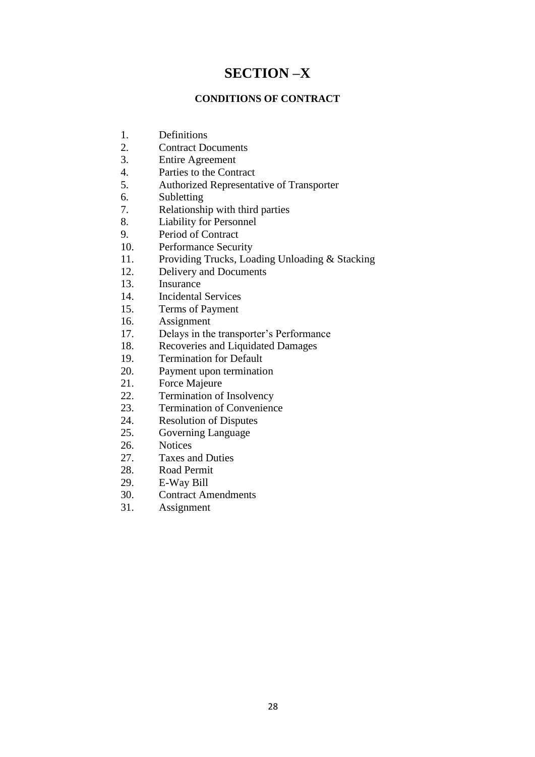# SECTION –X

## CONDITIONS OF CONTRACT

1. Definitions
2. Contract Documents
3. Entire Agreement
4. Parties to the Contract
5. Authorized Representative of Transporter
6. Subletting
7. Relationship with third parties
8. Liability for Personnel
9. Period of Contract
10. Performance Security
11. Providing Trucks, Loading Unloading & Stacking
12. Delivery and Documents
13. Insurance
14. Incidental Services
15. Terms of Payment
16. Assignment
17. Delays in the transporter's Performance
18. Recoveries and Liquidated Damages
19. Termination for Default
20. Payment upon termination
21. Force Majeure
22. Termination of Insolvency
23. Termination of Convenience
24. Resolution of Disputes
25. Governing Language
26. Notices
27. Taxes and Duties
28. Road Permit
29. E-Way Bill
30. Contract Amendments
31. Assignment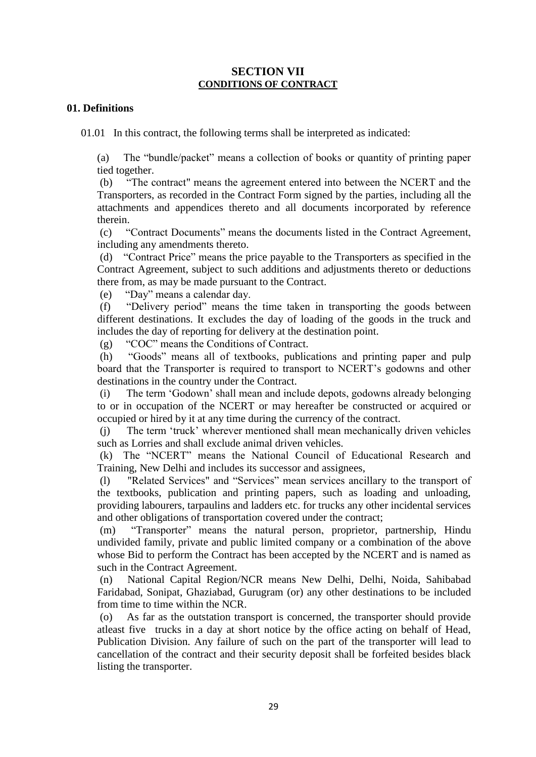# SECTION VII

## CONDITIONS OF CONTRACT

### 01. Definitions

01.01 In this contract, the following terms shall be interpreted as indicated:

(a) The "bundle/packet" means a collection of books or quantity of printing paper tied together.

(b) "The contract" means the agreement entered into between the NCERT and the Transporters, as recorded in the Contract Form signed by the parties, including all the attachments and appendices thereto and all documents incorporated by reference therein.

(c) "Contract Documents" means the documents listed in the Contract Agreement, including any amendments thereto.

(d) "Contract Price" means the price payable to the Transporters as specified in the Contract Agreement, subject to such additions and adjustments thereto or deductions there from, as may be made pursuant to the Contract.

(e) "Day" means a calendar day.

(f) "Delivery period" means the time taken in transporting the goods between different destinations. It excludes the day of loading of the goods in the truck and includes the day of reporting for delivery at the destination point.

(g) "COC" means the Conditions of Contract.

(h) "Goods" means all of textbooks, publications and printing paper and pulp board that the Transporter is required to transport to NCERT's godowns and other destinations in the country under the Contract.

(i) The term 'Godown' shall mean and include depots, godowns already belonging to or in occupation of the NCERT or may hereafter be constructed or acquired or occupied or hired by it at any time during the currency of the contract.

(j) The term 'truck' wherever mentioned shall mean mechanically driven vehicles such as Lorries and shall exclude animal driven vehicles.

(k) The "NCERT" means the National Council of Educational Research and Training, New Delhi and includes its successor and assignees,

(l) "Related Services" and "Services" mean services ancillary to the transport of the textbooks, publication and printing papers, such as loading and unloading, providing labourers, tarpaulins and ladders etc. for trucks any other incidental services and other obligations of transportation covered under the contract;

(m) "Transporter" means the natural person, proprietor, partnership, Hindu undivided family, private and public limited company or a combination of the above whose Bid to perform the Contract has been accepted by the NCERT and is named as such in the Contract Agreement.

(n) National Capital Region/NCR means New Delhi, Delhi, Noida, Sahibabad Faridabad, Sonipat, Ghaziabad, Gurugram (or) any other destinations to be included from time to time within the NCR.

(o) As far as the outstation transport is concerned, the transporter should provide atleast five trucks in a day at short notice by the office acting on behalf of Head, Publication Division. Any failure of such on the part of the transporter will lead to cancellation of the contract and their security deposit shall be forfeited besides black listing the transporter.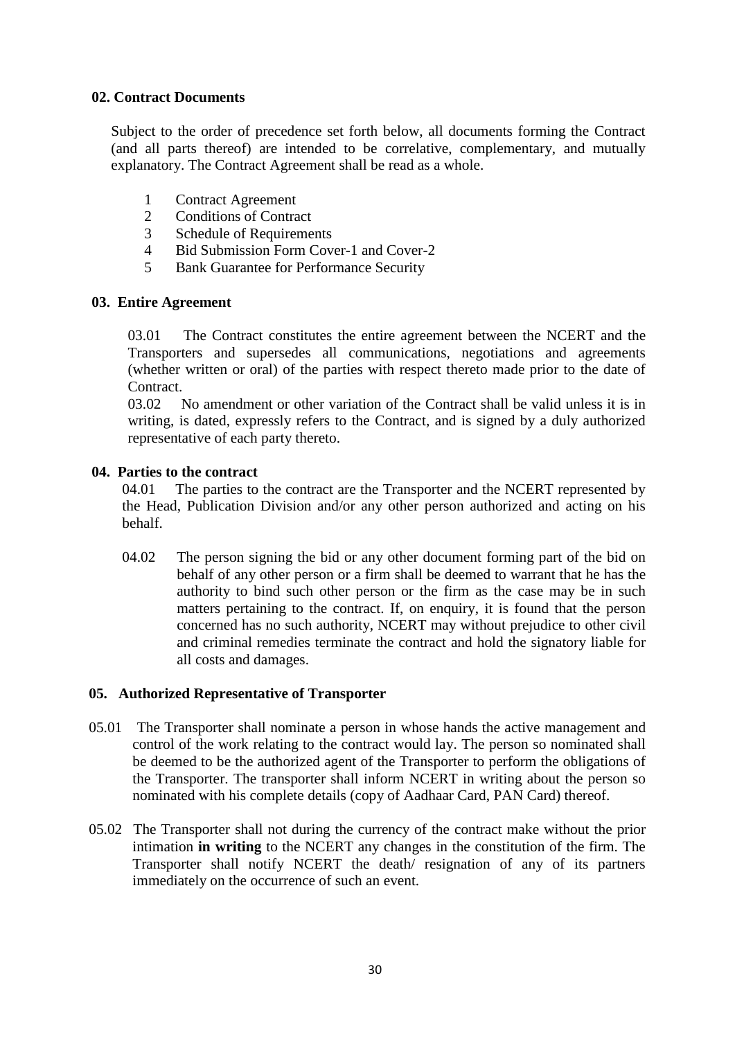**02. Contract Documents**

Subject to the order of precedence set forth below, all documents forming the Contract (and all parts thereof) are intended to be correlative, complementary, and mutually explanatory. The Contract Agreement shall be read as a whole.

1. Contract Agreement
2. Conditions of Contract
3. Schedule of Requirements
4. Bid Submission Form Cover-1 and Cover-2
5. Bank Guarantee for Performance Security

**03. Entire Agreement**

03.01 The Contract constitutes the entire agreement between the NCERT and the Transporters and supersedes all communications, negotiations and agreements (whether written or oral) of the parties with respect thereto made prior to the date of Contract.

03.02 No amendment or other variation of the Contract shall be valid unless it is in writing, is dated, expressly refers to the Contract, and is signed by a duly authorized representative of each party thereto.

**04. Parties to the contract**

04.01 The parties to the contract are the Transporter and the NCERT represented by the Head, Publication Division and/or any other person authorized and acting on his behalf.

04.02 The person signing the bid or any other document forming part of the bid on behalf of any other person or a firm shall be deemed to warrant that he has the authority to bind such other person or the firm as the case may be in such matters pertaining to the contract. If, on enquiry, it is found that the person concerned has no such authority, NCERT may without prejudice to other civil and criminal remedies terminate the contract and hold the signatory liable for all costs and damages.

**05. Authorized Representative of Transporter**

05.01 The Transporter shall nominate a person in whose hands the active management and control of the work relating to the contract would lay. The person so nominated shall be deemed to be the authorized agent of the Transporter to perform the obligations of the Transporter. The transporter shall inform NCERT in writing about the person so nominated with his complete details (copy of Aadhaar Card, PAN Card) thereof.

05.02 The Transporter shall not during the currency of the contract make without the prior intimation **in writing** to the NCERT any changes in the constitution of the firm. The Transporter shall notify NCERT the death/ resignation of any of its partners immediately on the occurrence of such an event.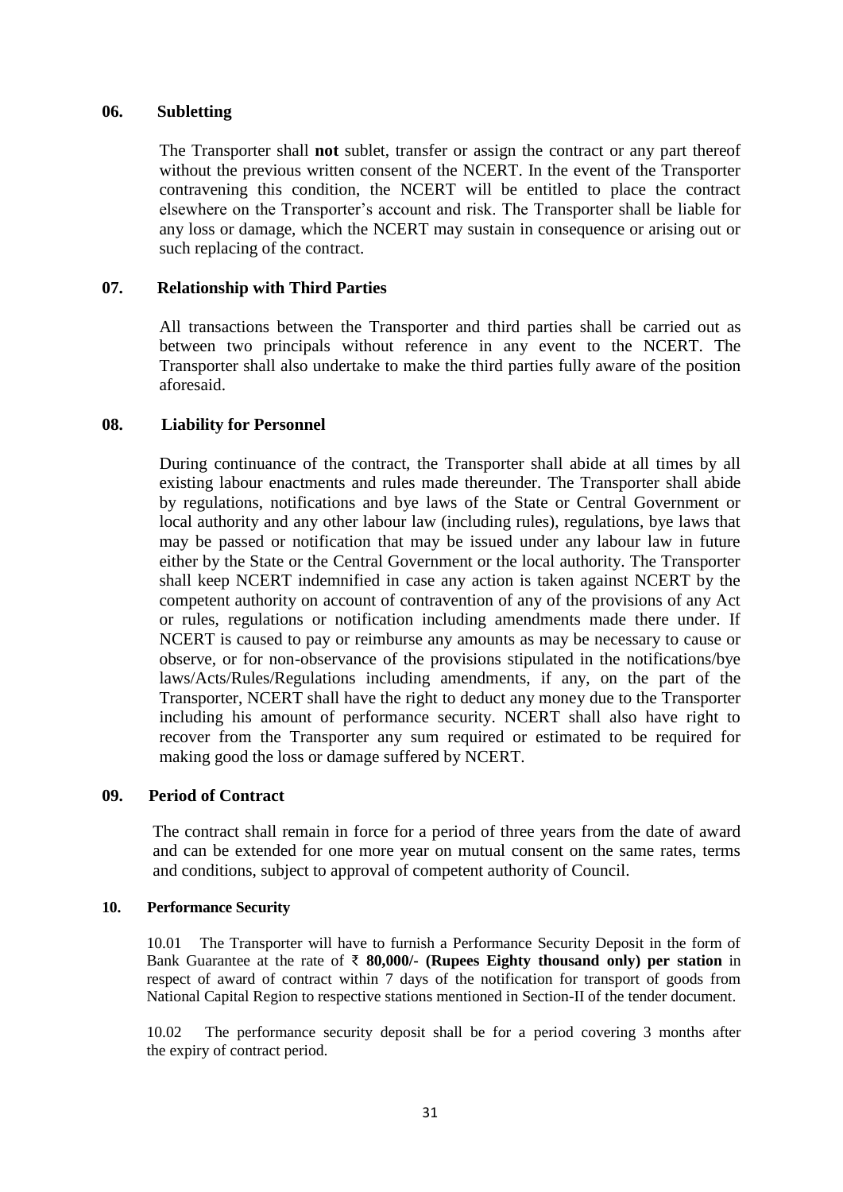## 06. Subletting

The Transporter shall **not** sublet, transfer or assign the contract or any part thereof without the previous written consent of the NCERT. In the event of the Transporter contravening this condition, the NCERT will be entitled to place the contract elsewhere on the Transporter's account and risk. The Transporter shall be liable for any loss or damage, which the NCERT may sustain in consequence or arising out or such replacing of the contract.

## 07. Relationship with Third Parties

All transactions between the Transporter and third parties shall be carried out as between two principals without reference in any event to the NCERT. The Transporter shall also undertake to make the third parties fully aware of the position aforesaid.

## 08. Liability for Personnel

During continuance of the contract, the Transporter shall abide at all times by all existing labour enactments and rules made thereunder. The Transporter shall abide by regulations, notifications and bye laws of the State or Central Government or local authority and any other labour law (including rules), regulations, bye laws that may be passed or notification that may be issued under any labour law in future either by the State or the Central Government or the local authority. The Transporter shall keep NCERT indemnified in case any action is taken against NCERT by the competent authority on account of contravention of any of the provisions of any Act or rules, regulations or notification including amendments made there under. If NCERT is caused to pay or reimburse any amounts as may be necessary to cause or observe, or for non-observance of the provisions stipulated in the notifications/bye laws/Acts/Rules/Regulations including amendments, if any, on the part of the Transporter, NCERT shall have the right to deduct any money due to the Transporter including his amount of performance security. NCERT shall also have right to recover from the Transporter any sum required or estimated to be required for making good the loss or damage suffered by NCERT.

## 09. Period of Contract

The contract shall remain in force for a period of three years from the date of award and can be extended for one more year on mutual consent on the same rates, terms and conditions, subject to approval of competent authority of Council.

## 10. Performance Security

10.01 The Transporter will have to furnish a Performance Security Deposit in the form of Bank Guarantee at the rate of **₹ 80,000/- (Rupees Eighty thousand only) per station** in respect of award of contract within 7 days of the notification for transport of goods from National Capital Region to respective stations mentioned in Section-II of the tender document.

10.02 The performance security deposit shall be for a period covering 3 months after the expiry of contract period.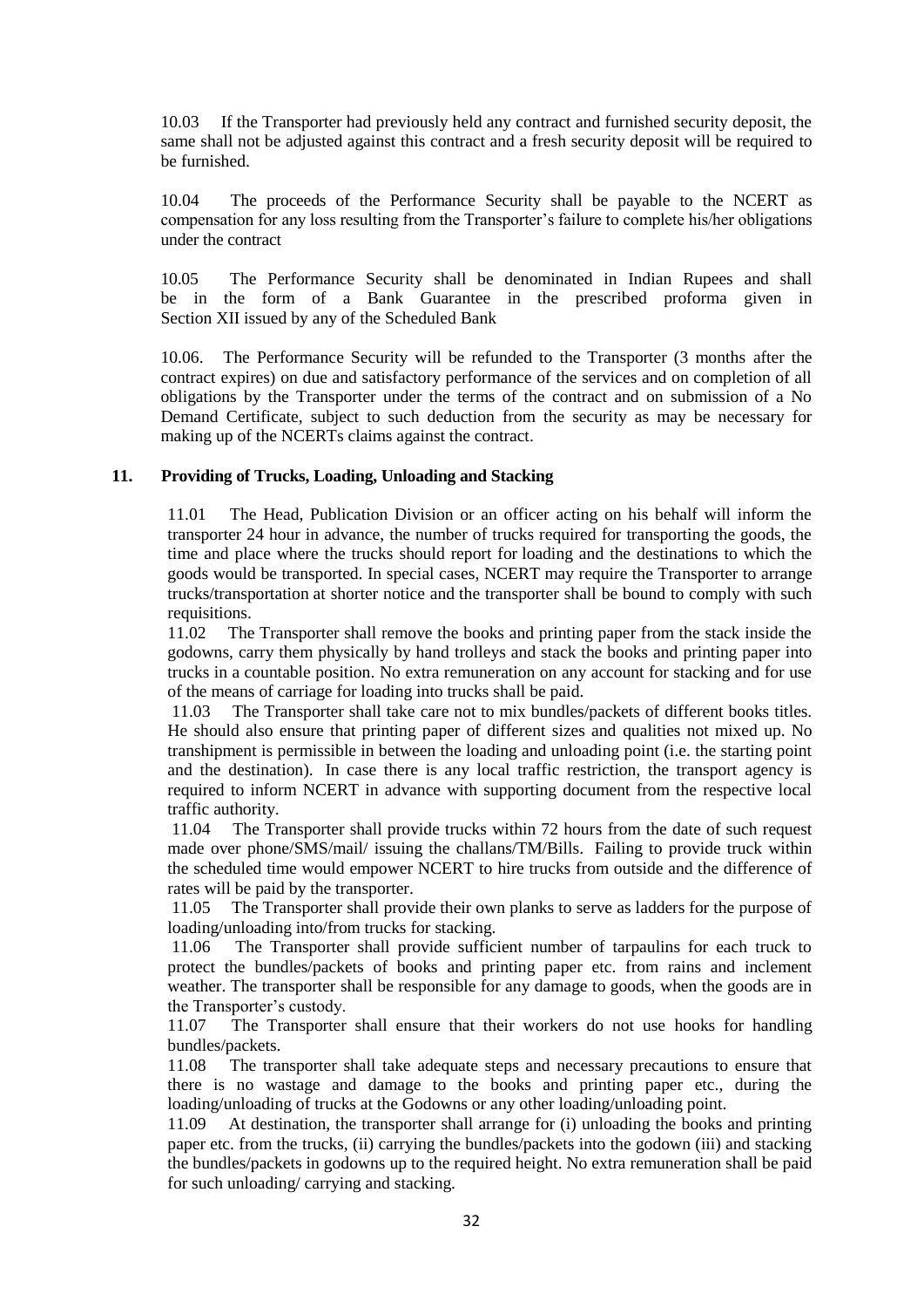10.03 If the Transporter had previously held any contract and furnished security deposit, the same shall not be adjusted against this contract and a fresh security deposit will be required to be furnished.

10.04 The proceeds of the Performance Security shall be payable to the NCERT as compensation for any loss resulting from the Transporter's failure to complete his/her obligations under the contract

10.05 The Performance Security shall be denominated in Indian Rupees and shall be in the form of a Bank Guarantee in the prescribed proforma given in Section XII issued by any of the Scheduled Bank

10.06. The Performance Security will be refunded to the Transporter (3 months after the contract expires) on due and satisfactory performance of the services and on completion of all obligations by the Transporter under the terms of the contract and on submission of a No Demand Certificate, subject to such deduction from the security as may be necessary for making up of the NCERTs claims against the contract.

## 11. Providing of Trucks, Loading, Unloading and Stacking

11.01 The Head, Publication Division or an officer acting on his behalf will inform the transporter 24 hour in advance, the number of trucks required for transporting the goods, the time and place where the trucks should report for loading and the destinations to which the goods would be transported. In special cases, NCERT may require the Transporter to arrange trucks/transportation at shorter notice and the transporter shall be bound to comply with such requisitions.

11.02 The Transporter shall remove the books and printing paper from the stack inside the godowns, carry them physically by hand trolleys and stack the books and printing paper into trucks in a countable position. No extra remuneration on any account for stacking and for use of the means of carriage for loading into trucks shall be paid.

11.03 The Transporter shall take care not to mix bundles/packets of different books titles. He should also ensure that printing paper of different sizes and qualities not mixed up. No transhipment is permissible in between the loading and unloading point (i.e. the starting point and the destination). In case there is any local traffic restriction, the transport agency is required to inform NCERT in advance with supporting document from the respective local traffic authority.

11.04 The Transporter shall provide trucks within 72 hours from the date of such request made over phone/SMS/mail/ issuing the challans/TM/Bills. Failing to provide truck within the scheduled time would empower NCERT to hire trucks from outside and the difference of rates will be paid by the transporter.

11.05 The Transporter shall provide their own planks to serve as ladders for the purpose of loading/unloading into/from trucks for stacking.

11.06 The Transporter shall provide sufficient number of tarpaulins for each truck to protect the bundles/packets of books and printing paper etc. from rains and inclement weather. The transporter shall be responsible for any damage to goods, when the goods are in the Transporter's custody.

11.07 The Transporter shall ensure that their workers do not use hooks for handling bundles/packets.

11.08 The transporter shall take adequate steps and necessary precautions to ensure that there is no wastage and damage to the books and printing paper etc., during the loading/unloading of trucks at the Godowns or any other loading/unloading point.

11.09 At destination, the transporter shall arrange for (i) unloading the books and printing paper etc. from the trucks, (ii) carrying the bundles/packets into the godown (iii) and stacking the bundles/packets in godowns up to the required height. No extra remuneration shall be paid for such unloading/ carrying and stacking.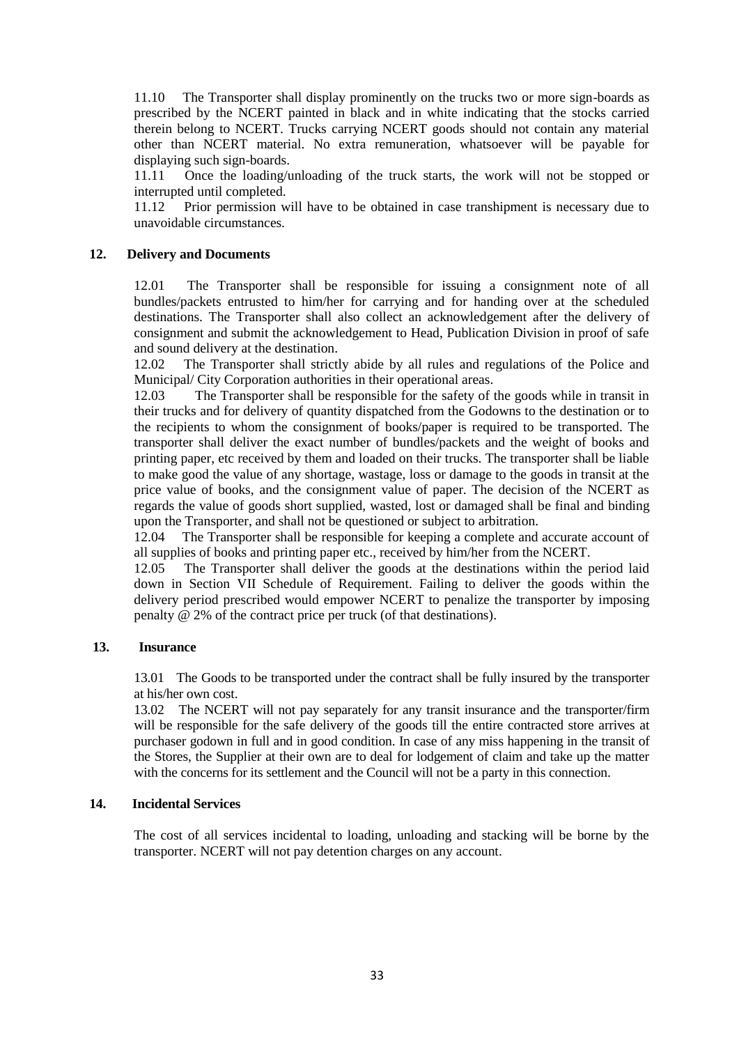11.10 The Transporter shall display prominently on the trucks two or more sign-boards as prescribed by the NCERT painted in black and in white indicating that the stocks carried therein belong to NCERT. Trucks carrying NCERT goods should not contain any material other than NCERT material. No extra remuneration, whatsoever will be payable for displaying such sign-boards.

11.11 Once the loading/unloading of the truck starts, the work will not be stopped or interrupted until completed.

11.12 Prior permission will have to be obtained in case transhipment is necessary due to unavoidable circumstances.

## 12. Delivery and Documents

12.01 The Transporter shall be responsible for issuing a consignment note of all bundles/packets entrusted to him/her for carrying and for handing over at the scheduled destinations. The Transporter shall also collect an acknowledgement after the delivery of consignment and submit the acknowledgement to Head, Publication Division in proof of safe and sound delivery at the destination.

12.02 The Transporter shall strictly abide by all rules and regulations of the Police and Municipal/ City Corporation authorities in their operational areas.

12.03 The Transporter shall be responsible for the safety of the goods while in transit in their trucks and for delivery of quantity dispatched from the Godowns to the destination or to the recipients to whom the consignment of books/paper is required to be transported. The transporter shall deliver the exact number of bundles/packets and the weight of books and printing paper, etc received by them and loaded on their trucks. The transporter shall be liable to make good the value of any shortage, wastage, loss or damage to the goods in transit at the price value of books, and the consignment value of paper. The decision of the NCERT as regards the value of goods short supplied, wasted, lost or damaged shall be final and binding upon the Transporter, and shall not be questioned or subject to arbitration.

12.04 The Transporter shall be responsible for keeping a complete and accurate account of all supplies of books and printing paper etc., received by him/her from the NCERT.

12.05 The Transporter shall deliver the goods at the destinations within the period laid down in Section VII Schedule of Requirement. Failing to deliver the goods within the delivery period prescribed would empower NCERT to penalize the transporter by imposing penalty @ 2% of the contract price per truck (of that destinations).

## 13. Insurance

13.01 The Goods to be transported under the contract shall be fully insured by the transporter at his/her own cost.

13.02 The NCERT will not pay separately for any transit insurance and the transporter/firm will be responsible for the safe delivery of the goods till the entire contracted store arrives at purchaser godown in full and in good condition. In case of any miss happening in the transit of the Stores, the Supplier at their own are to deal for lodgement of claim and take up the matter with the concerns for its settlement and the Council will not be a party in this connection.

## 14. Incidental Services

The cost of all services incidental to loading, unloading and stacking will be borne by the transporter. NCERT will not pay detention charges on any account.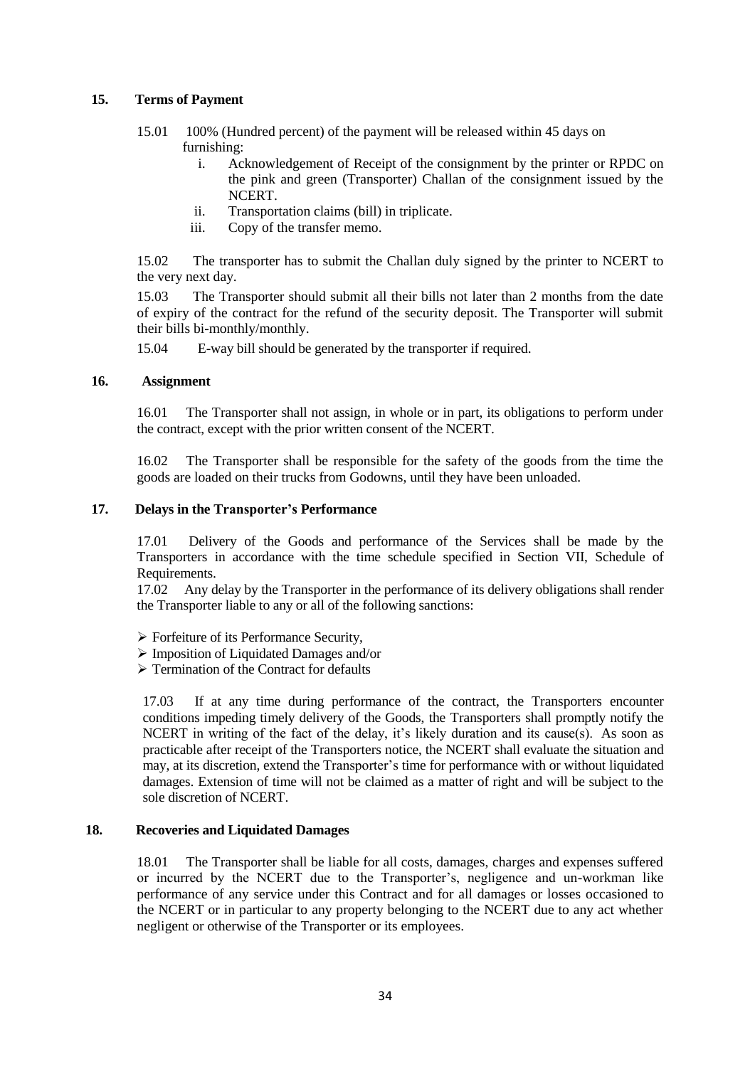## 15. Terms of Payment

15.01 100% (Hundred percent) of the payment will be released within 45 days on furnishing:

i. Acknowledgement of Receipt of the consignment by the printer or RPDC on the pink and green (Transporter) Challan of the consignment issued by the NCERT.
ii. Transportation claims (bill) in triplicate.
iii. Copy of the transfer memo.

15.02 The transporter has to submit the Challan duly signed by the printer to NCERT to the very next day.

15.03 The Transporter should submit all their bills not later than 2 months from the date of expiry of the contract for the refund of the security deposit. The Transporter will submit their bills bi-monthly/monthly.

15.04 E-way bill should be generated by the transporter if required.

## 16. Assignment

16.01 The Transporter shall not assign, in whole or in part, its obligations to perform under the contract, except with the prior written consent of the NCERT.

16.02 The Transporter shall be responsible for the safety of the goods from the time the goods are loaded on their trucks from Godowns, until they have been unloaded.

## 17. Delays in the Transporter's Performance

17.01 Delivery of the Goods and performance of the Services shall be made by the Transporters in accordance with the time schedule specified in Section VII, Schedule of Requirements.

17.02 Any delay by the Transporter in the performance of its delivery obligations shall render the Transporter liable to any or all of the following sanctions:

- Forfeiture of its Performance Security,
- Imposition of Liquidated Damages and/or
- Termination of the Contract for defaults

17.03 If at any time during performance of the contract, the Transporters encounter conditions impeding timely delivery of the Goods, the Transporters shall promptly notify the NCERT in writing of the fact of the delay, it's likely duration and its cause(s). As soon as practicable after receipt of the Transporters notice, the NCERT shall evaluate the situation and may, at its discretion, extend the Transporter's time for performance with or without liquidated damages. Extension of time will not be claimed as a matter of right and will be subject to the sole discretion of NCERT.

## 18. Recoveries and Liquidated Damages

18.01 The Transporter shall be liable for all costs, damages, charges and expenses suffered or incurred by the NCERT due to the Transporter's, negligence and un-workman like performance of any service under this Contract and for all damages or losses occasioned to the NCERT or in particular to any property belonging to the NCERT due to any act whether negligent or otherwise of the Transporter or its employees.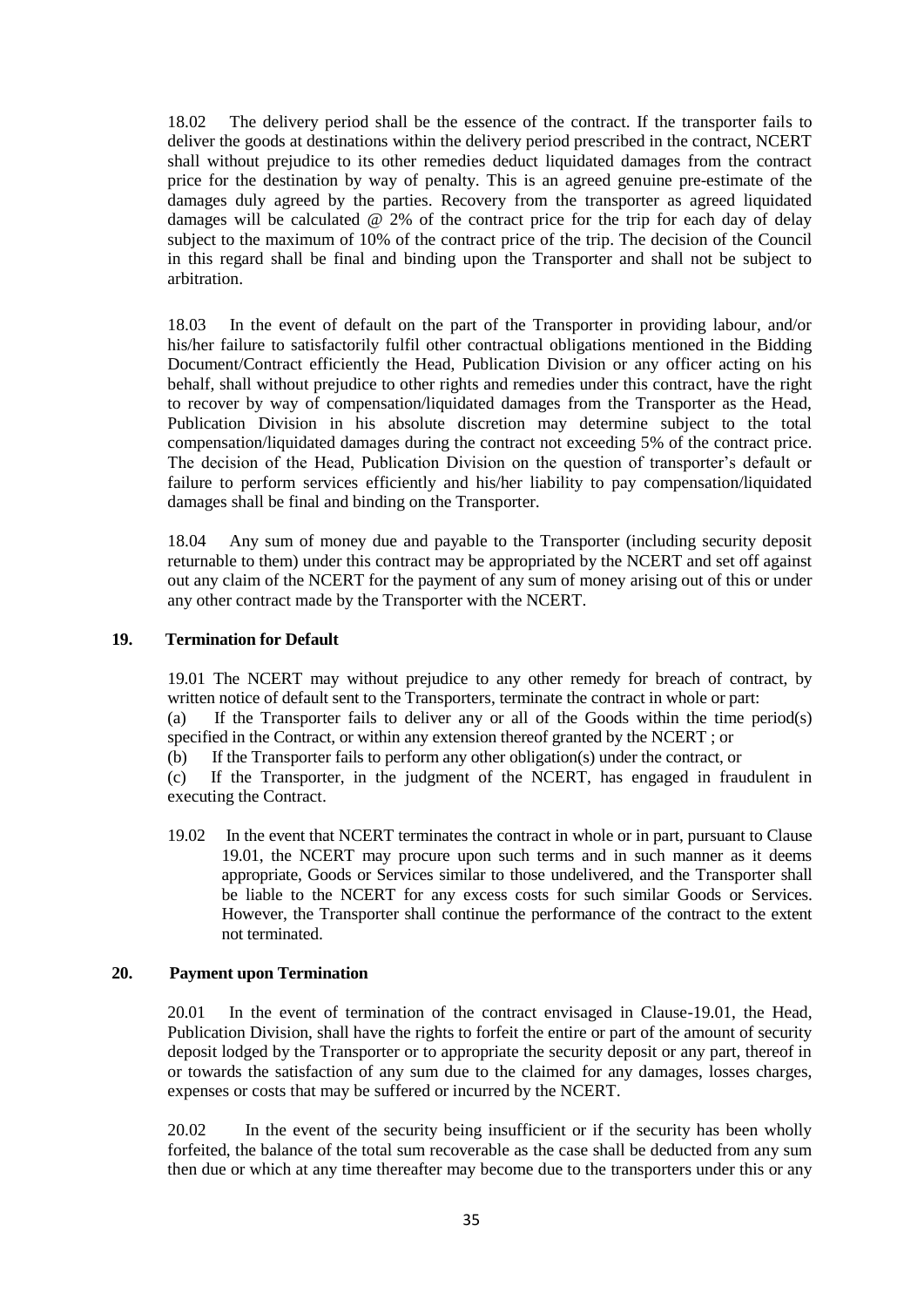18.02 The delivery period shall be the essence of the contract. If the transporter fails to deliver the goods at destinations within the delivery period prescribed in the contract, NCERT shall without prejudice to its other remedies deduct liquidated damages from the contract price for the destination by way of penalty. This is an agreed genuine pre-estimate of the damages duly agreed by the parties. Recovery from the transporter as agreed liquidated damages will be calculated @ 2% of the contract price for the trip for each day of delay subject to the maximum of 10% of the contract price of the trip. The decision of the Council in this regard shall be final and binding upon the Transporter and shall not be subject to arbitration.

18.03 In the event of default on the part of the Transporter in providing labour, and/or his/her failure to satisfactorily fulfil other contractual obligations mentioned in the Bidding Document/Contract efficiently the Head, Publication Division or any officer acting on his behalf, shall without prejudice to other rights and remedies under this contract, have the right to recover by way of compensation/liquidated damages from the Transporter as the Head, Publication Division in his absolute discretion may determine subject to the total compensation/liquidated damages during the contract not exceeding 5% of the contract price. The decision of the Head, Publication Division on the question of transporter's default or failure to perform services efficiently and his/her liability to pay compensation/liquidated damages shall be final and binding on the Transporter.

18.04 Any sum of money due and payable to the Transporter (including security deposit returnable to them) under this contract may be appropriated by the NCERT and set off against out any claim of the NCERT for the payment of any sum of money arising out of this or under any other contract made by the Transporter with the NCERT.

## 19. Termination for Default

19.01 The NCERT may without prejudice to any other remedy for breach of contract, by written notice of default sent to the Transporters, terminate the contract in whole or part:

(a) If the Transporter fails to deliver any or all of the Goods within the time period(s) specified in the Contract, or within any extension thereof granted by the NCERT ; or

(b) If the Transporter fails to perform any other obligation(s) under the contract, or

(c) If the Transporter, in the judgment of the NCERT, has engaged in fraudulent in executing the Contract.

19.02 In the event that NCERT terminates the contract in whole or in part, pursuant to Clause 19.01, the NCERT may procure upon such terms and in such manner as it deems appropriate, Goods or Services similar to those undelivered, and the Transporter shall be liable to the NCERT for any excess costs for such similar Goods or Services. However, the Transporter shall continue the performance of the contract to the extent not terminated.

## 20. Payment upon Termination

20.01 In the event of termination of the contract envisaged in Clause-19.01, the Head, Publication Division, shall have the rights to forfeit the entire or part of the amount of security deposit lodged by the Transporter or to appropriate the security deposit or any part, thereof in or towards the satisfaction of any sum due to the claimed for any damages, losses charges, expenses or costs that may be suffered or incurred by the NCERT.

20.02 In the event of the security being insufficient or if the security has been wholly forfeited, the balance of the total sum recoverable as the case shall be deducted from any sum then due or which at any time thereafter may become due to the transporters under this or any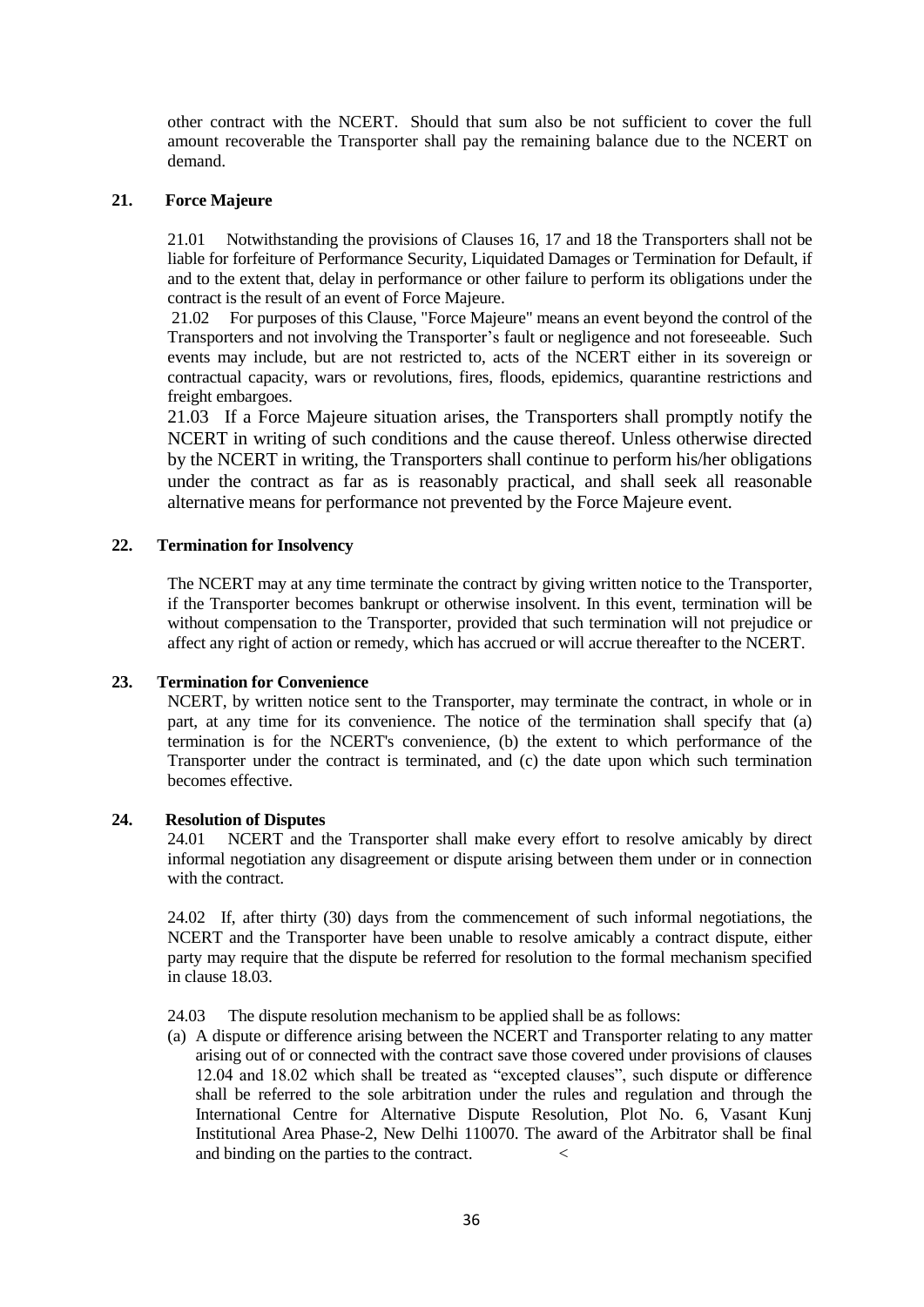other contract with the NCERT. Should that sum also be not sufficient to cover the full amount recoverable the Transporter shall pay the remaining balance due to the NCERT on demand.

## 21. Force Majeure

21.01 Notwithstanding the provisions of Clauses 16, 17 and 18 the Transporters shall not be liable for forfeiture of Performance Security, Liquidated Damages or Termination for Default, if and to the extent that, delay in performance or other failure to perform its obligations under the contract is the result of an event of Force Majeure.

21.02 For purposes of this Clause, "Force Majeure" means an event beyond the control of the Transporters and not involving the Transporter's fault or negligence and not foreseeable. Such events may include, but are not restricted to, acts of the NCERT either in its sovereign or contractual capacity, wars or revolutions, fires, floods, epidemics, quarantine restrictions and freight embargoes.

21.03 If a Force Majeure situation arises, the Transporters shall promptly notify the NCERT in writing of such conditions and the cause thereof. Unless otherwise directed by the NCERT in writing, the Transporters shall continue to perform his/her obligations under the contract as far as is reasonably practical, and shall seek all reasonable alternative means for performance not prevented by the Force Majeure event.

## 22. Termination for Insolvency

The NCERT may at any time terminate the contract by giving written notice to the Transporter, if the Transporter becomes bankrupt or otherwise insolvent. In this event, termination will be without compensation to the Transporter, provided that such termination will not prejudice or affect any right of action or remedy, which has accrued or will accrue thereafter to the NCERT.

## 23. Termination for Convenience

NCERT, by written notice sent to the Transporter, may terminate the contract, in whole or in part, at any time for its convenience. The notice of the termination shall specify that (a) termination is for the NCERT's convenience, (b) the extent to which performance of the Transporter under the contract is terminated, and (c) the date upon which such termination becomes effective.

## 24. Resolution of Disputes

24.01 NCERT and the Transporter shall make every effort to resolve amicably by direct informal negotiation any disagreement or dispute arising between them under or in connection with the contract.

24.02 If, after thirty (30) days from the commencement of such informal negotiations, the NCERT and the Transporter have been unable to resolve amicably a contract dispute, either party may require that the dispute be referred for resolution to the formal mechanism specified in clause 18.03.

24.03 The dispute resolution mechanism to be applied shall be as follows:

(a) A dispute or difference arising between the NCERT and Transporter relating to any matter arising out of or connected with the contract save those covered under provisions of clauses 12.04 and 18.02 which shall be treated as "excepted clauses", such dispute or difference shall be referred to the sole arbitration under the rules and regulation and through the International Centre for Alternative Dispute Resolution, Plot No. 6, Vasant Kunj Institutional Area Phase-2, New Delhi 110070. The award of the Arbitrator shall be final and binding on the parties to the contract. <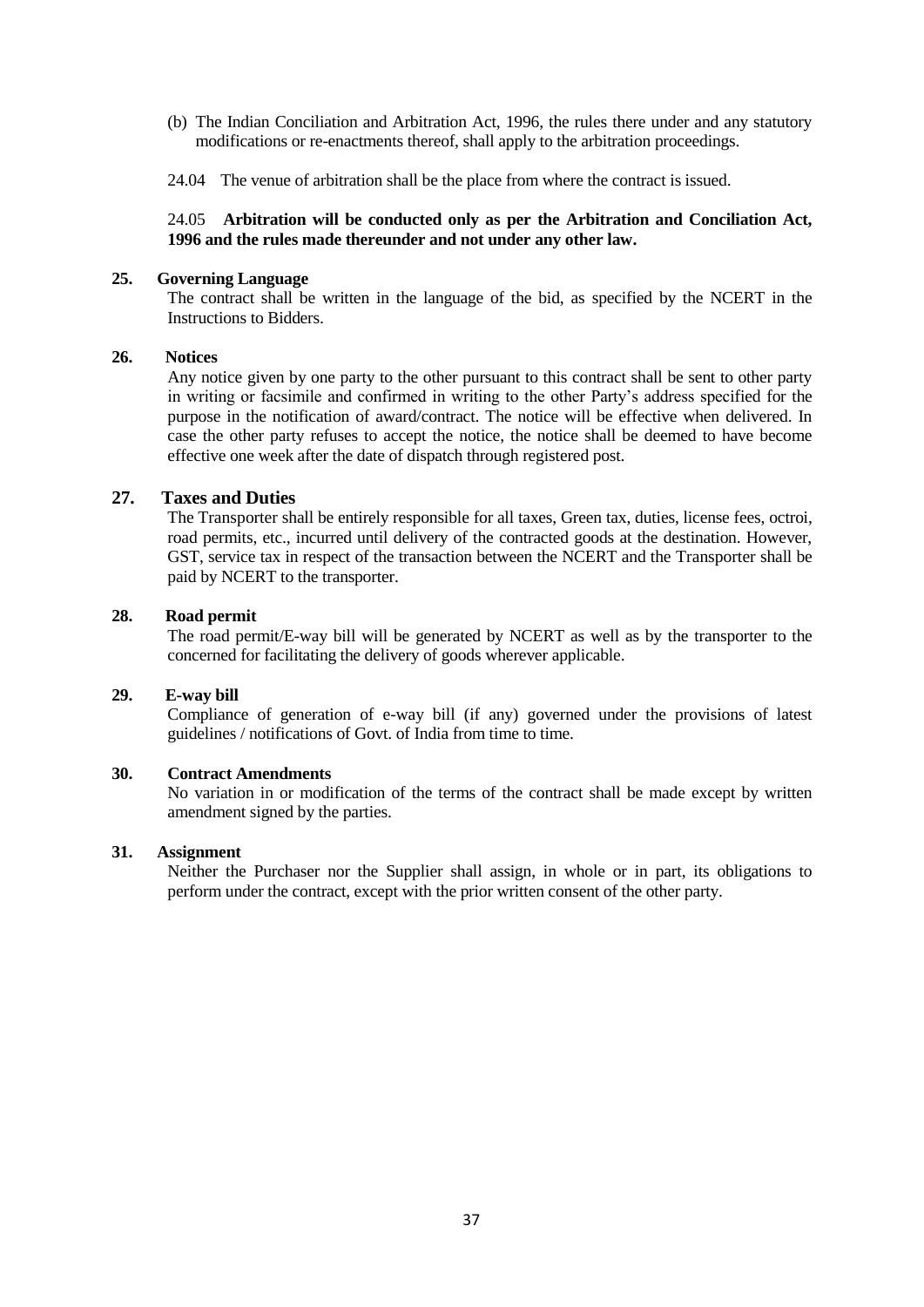(b) The Indian Conciliation and Arbitration Act, 1996, the rules there under and any statutory modifications or re-enactments thereof, shall apply to the arbitration proceedings.

24.04 The venue of arbitration shall be the place from where the contract is issued.

24.05 **Arbitration will be conducted only as per the Arbitration and Conciliation Act, 1996 and the rules made thereunder and not under any other law.**

**25. Governing Language**

The contract shall be written in the language of the bid, as specified by the NCERT in the Instructions to Bidders.

**26. Notices**

Any notice given by one party to the other pursuant to this contract shall be sent to other party in writing or facsimile and confirmed in writing to the other Party's address specified for the purpose in the notification of award/contract. The notice will be effective when delivered. In case the other party refuses to accept the notice, the notice shall be deemed to have become effective one week after the date of dispatch through registered post.

**27. Taxes and Duties**

The Transporter shall be entirely responsible for all taxes, Green tax, duties, license fees, octroi, road permits, etc., incurred until delivery of the contracted goods at the destination. However, GST, service tax in respect of the transaction between the NCERT and the Transporter shall be paid by NCERT to the transporter.

**28. Road permit**

The road permit/E-way bill will be generated by NCERT as well as by the transporter to the concerned for facilitating the delivery of goods wherever applicable.

**29. E-way bill**

Compliance of generation of e-way bill (if any) governed under the provisions of latest guidelines / notifications of Govt. of India from time to time.

**30. Contract Amendments**

No variation in or modification of the terms of the contract shall be made except by written amendment signed by the parties.

**31. Assignment**

Neither the Purchaser nor the Supplier shall assign, in whole or in part, its obligations to perform under the contract, except with the prior written consent of the other party.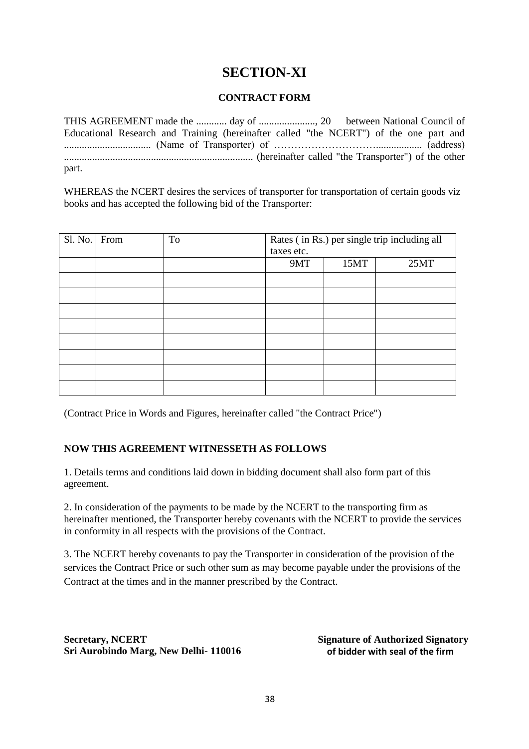# SECTION-XI

### CONTRACT FORM

THIS AGREEMENT made the ............ day of ......................, 20 between National Council of Educational Research and Training (hereinafter called "the NCERT") of the one part and .................................. (Name of Transporter) of ………………………….................. (address) .......................................................................... (hereinafter called "the Transporter") of the other part.

WHEREAS the NCERT desires the services of transporter for transportation of certain goods viz books and has accepted the following bid of the Transporter:

| Sl. No. | From | To | Rates ( in Rs.) per single trip including all taxes etc. | | |
|---|---|---|---|---|---|
| | | | 9MT | 15MT | 25MT |
| | | | | | |
| | | | | | |
| | | | | | |
| | | | | | |
| | | | | | |
| | | | | | |
| | | | | | |
| | | | | | |

(Contract Price in Words and Figures, hereinafter called "the Contract Price")

**NOW THIS AGREEMENT WITNESSETH AS FOLLOWS**

1. Details terms and conditions laid down in bidding document shall also form part of this agreement.

2. In consideration of the payments to be made by the NCERT to the transporting firm as hereinafter mentioned, the Transporter hereby covenants with the NCERT to provide the services in conformity in all respects with the provisions of the Contract.

3. The NCERT hereby covenants to pay the Transporter in consideration of the provision of the services the Contract Price or such other sum as may become payable under the provisions of the Contract at the times and in the manner prescribed by the Contract.

**Secretary, NCERT**
**Sri Aurobindo Marg, New Delhi- 110016**

**Signature of Authorized Signatory of bidder with seal of the firm**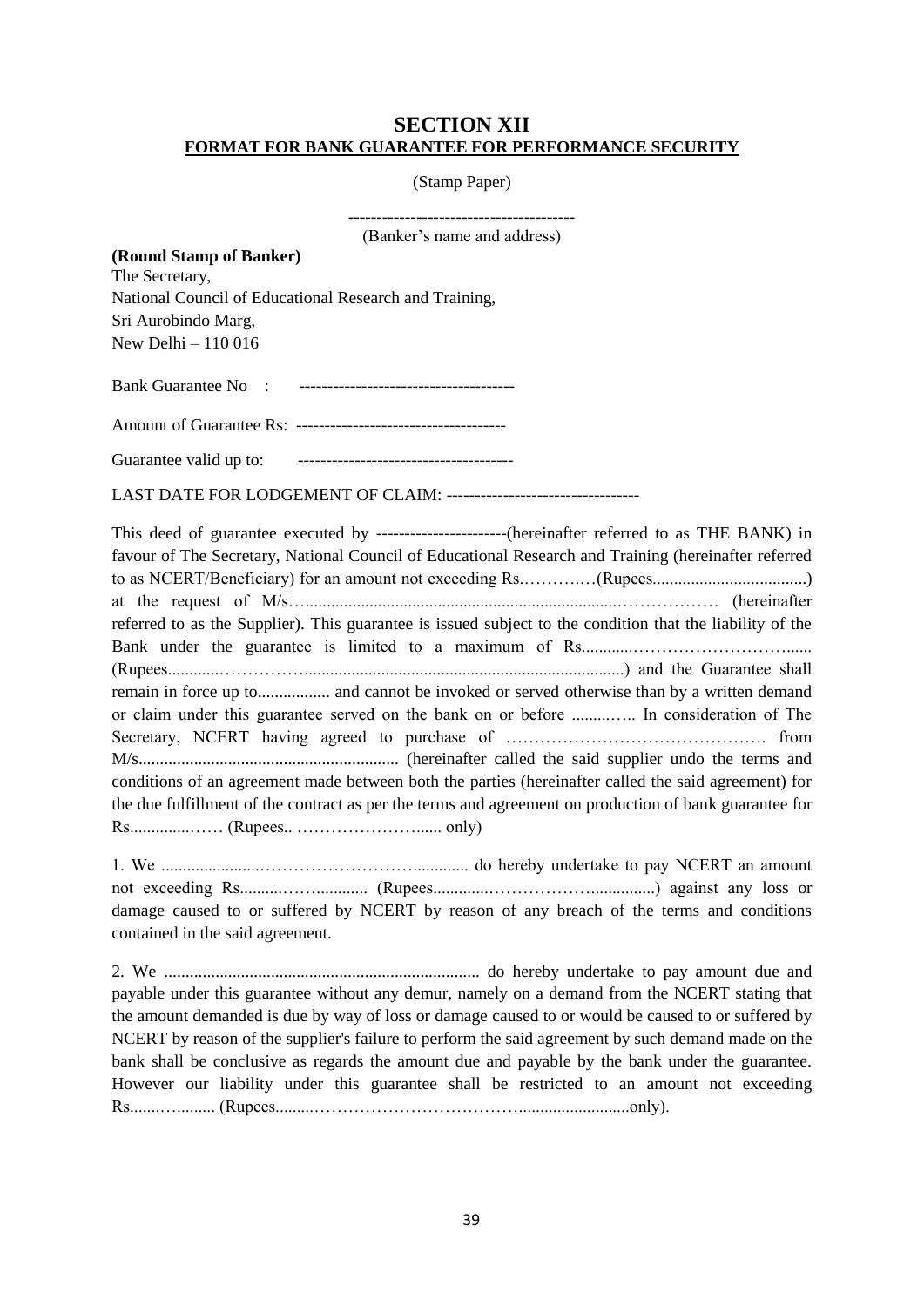# SECTION XII

## FORMAT FOR BANK GUARANTEE FOR PERFORMANCE SECURITY

(Stamp Paper)

----------------------------------------
(Banker's name and address)

**(Round Stamp of Banker)**

The Secretary,
National Council of Educational Research and Training,
Sri Aurobindo Marg,
New Delhi – 110 016

Bank Guarantee No : --------------------------------------

Amount of Guarantee Rs: -------------------------------------

Guarantee valid up to: --------------------------------------

LAST DATE FOR LODGEMENT OF CLAIM: ----------------------------------

This deed of guarantee executed by -----------------------(hereinafter referred to as THE BANK) in favour of The Secretary, National Council of Educational Research and Training (hereinafter referred to as NCERT/Beneficiary) for an amount not exceeding Rs.…………(Rupees....................................) at the request of M/s…..........................................................................……………… (hereinafter referred to as the Supplier). This guarantee is issued subject to the condition that the liability of the Bank under the guarantee is limited to a maximum of Rs............………………………...... (Rupees............……………..........................................................................) and the Guarantee shall remain in force up to................. and cannot be invoked or served otherwise than by a written demand or claim under this guarantee served on the bank on or before .........….. In consideration of The Secretary, NCERT having agreed to purchase of ………………………………………. from M/s............................................................. (hereinafter called the said supplier undo the terms and conditions of an agreement made between both the parties (hereinafter called the said agreement) for the due fulfillment of the contract as per the terms and agreement on production of bank guarantee for Rs..............…… (Rupees.. ……………………...... only)

1. We .......................…………………….............. do hereby undertake to pay NCERT an amount not exceeding Rs..........……............ (Rupees.............……………….............) against any loss or damage caused to or suffered by NCERT by reason of any breach of the terms and conditions contained in the said agreement.

2. We .......................................................................... do hereby undertake to pay amount due and payable under this guarantee without any demur, namely on a demand from the NCERT stating that the amount demanded is due by way of loss or damage caused to or would be caused to or suffered by NCERT by reason of the supplier's failure to perform the said agreement by such demand made on the bank shall be conclusive as regards the amount due and payable by the bank under the guarantee. However our liability under this guarantee shall be restricted to an amount not exceeding Rs.......…......... (Rupees.........………………………………..........................only).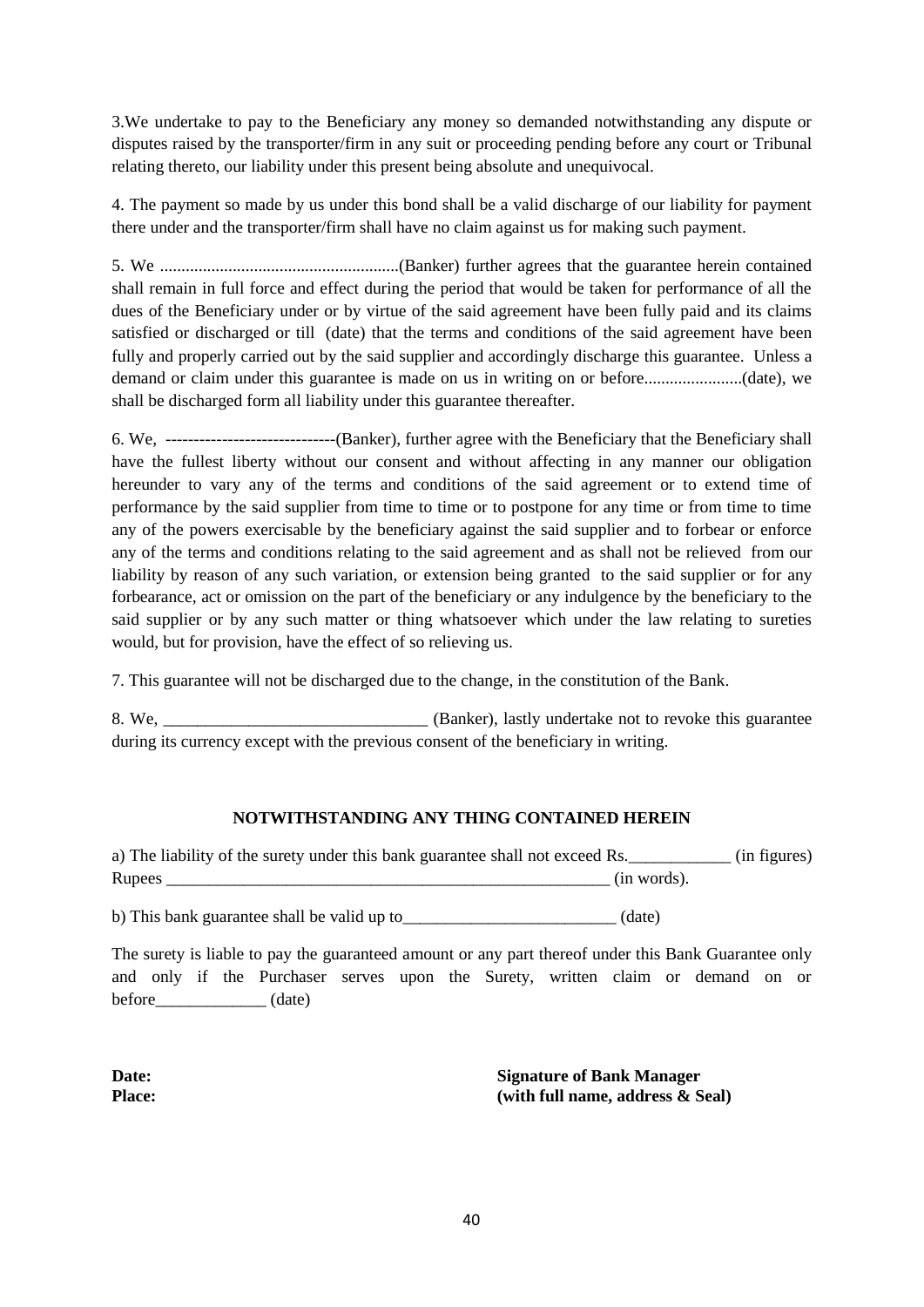3.We undertake to pay to the Beneficiary any money so demanded notwithstanding any dispute or disputes raised by the transporter/firm in any suit or proceeding pending before any court or Tribunal relating thereto, our liability under this present being absolute and unequivocal.

4. The payment so made by us under this bond shall be a valid discharge of our liability for payment there under and the transporter/firm shall have no claim against us for making such payment.

5. We .......................................................(Banker) further agrees that the guarantee herein contained shall remain in full force and effect during the period that would be taken for performance of all the dues of the Beneficiary under or by virtue of the said agreement have been fully paid and its claims satisfied or discharged or till (date) that the terms and conditions of the said agreement have been fully and properly carried out by the said supplier and accordingly discharge this guarantee. Unless a demand or claim under this guarantee is made on us in writing on or before.......................(date), we shall be discharged form all liability under this guarantee thereafter.

6. We, ------------------------------(Banker), further agree with the Beneficiary that the Beneficiary shall have the fullest liberty without our consent and without affecting in any manner our obligation hereunder to vary any of the terms and conditions of the said agreement or to extend time of performance by the said supplier from time to time or to postpone for any time or from time to time any of the powers exercisable by the beneficiary against the said supplier and to forbear or enforce any of the terms and conditions relating to the said agreement and as shall not be relieved from our liability by reason of any such variation, or extension being granted to the said supplier or for any forbearance, act or omission on the part of the beneficiary or any indulgence by the beneficiary to the said supplier or by any such matter or thing whatsoever which under the law relating to sureties would, but for provision, have the effect of so relieving us.

7. This guarantee will not be discharged due to the change, in the constitution of the Bank.

8. We, _______________________________ (Banker), lastly undertake not to revoke this guarantee during its currency except with the previous consent of the beneficiary in writing.

**NOTWITHSTANDING ANY THING CONTAINED HEREIN**

a) The liability of the surety under this bank guarantee shall not exceed Rs.____________ (in figures) Rupees _______________________________________________________ (in words).

b) This bank guarantee shall be valid up to_________________________ (date)

The surety is liable to pay the guaranteed amount or any part thereof under this Bank Guarantee only and only if the Purchaser serves upon the Surety, written claim or demand on or before_____________ (date)

**Date:**
**Place:**

**Signature of Bank Manager**
**(with full name, address & Seal)**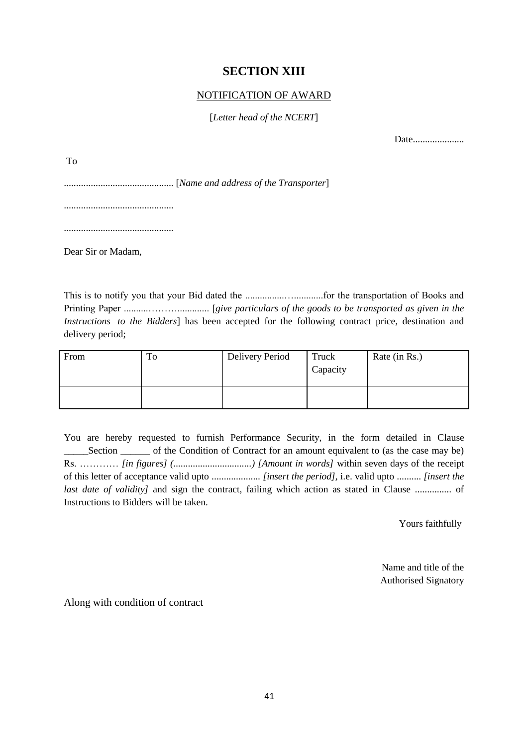# SECTION XIII

## NOTIFICATION OF AWARD

[*Letter head of the NCERT*]

Date.....................

To

............................................. [*Name and address of the Transporter*]

.............................................

.............................................

Dear Sir or Madam,

This is to notify you that your Bid dated the ................…...........for the transportation of Books and Printing Paper ..........……….............. [*give particulars of the goods to be transported as given in the Instructions to the Bidders*] has been accepted for the following contract price, destination and delivery period;

| From | To | Delivery Period | Truck Capacity | Rate (in Rs.) |
|---|---|---|---|---|
| | | | | |

You are hereby requested to furnish Performance Security, in the form detailed in Clause _____Section ______ of the Condition of Contract for an amount equivalent to (as the case may be) Rs. ………… *[in figures] (................................) [Amount in words]* within seven days of the receipt of this letter of acceptance valid upto .................... *[insert the period]*, i.e. valid upto .......... *[insert the last date of validity]* and sign the contract, failing which action as stated in Clause ............... of Instructions to Bidders will be taken.

Yours faithfully

Name and title of the
Authorised Signatory

Along with condition of contract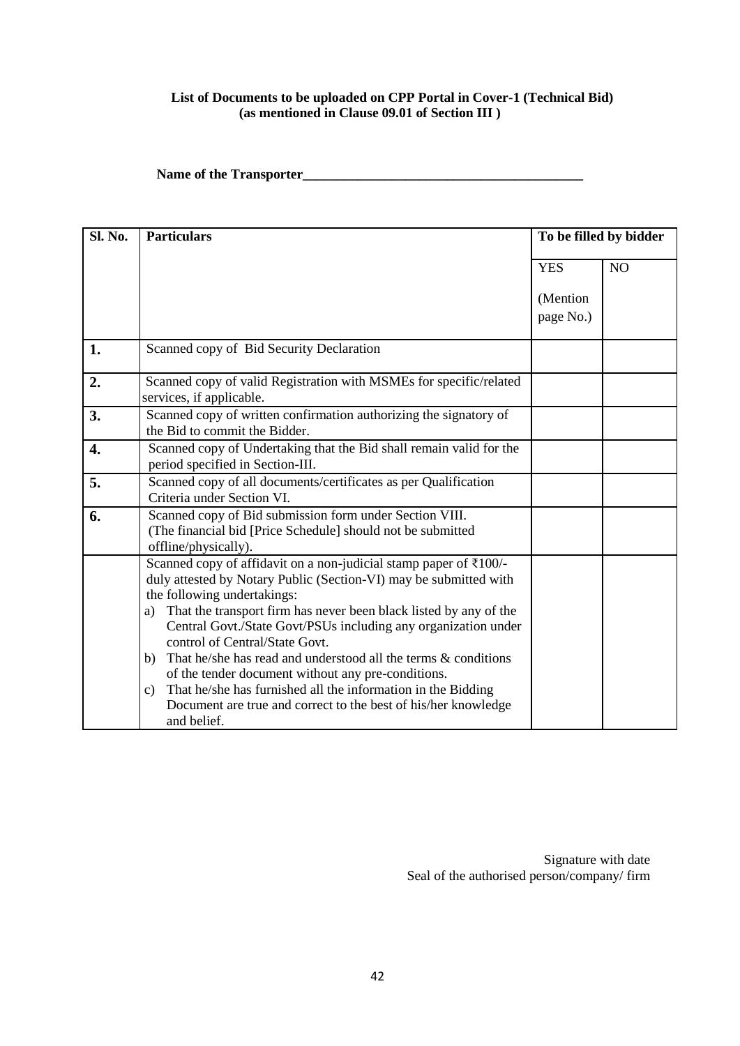**List of Documents to be uploaded on CPP Portal in Cover-1 (Technical Bid)**
**(as mentioned in Clause 09.01 of Section III )**

**Name of the Transporter__________________________________________**

| Sl. No. | Particulars | To be filled by bidder | |
|---|---|---|---|
| | | YES (Mention page No.) | NO |
| **1.** | Scanned copy of Bid Security Declaration | | |
| **2.** | Scanned copy of valid Registration with MSMEs for specific/related services, if applicable. | | |
| **3.** | Scanned copy of written confirmation authorizing the signatory of the Bid to commit the Bidder. | | |
| **4.** | Scanned copy of Undertaking that the Bid shall remain valid for the period specified in Section-III. | | |
| **5.** | Scanned copy of all documents/certificates as per Qualification Criteria under Section VI. | | |
| **6.** | Scanned copy of Bid submission form under Section VIII. (The financial bid [Price Schedule] should not be submitted offline/physically). | | |
| | Scanned copy of affidavit on a non-judicial stamp paper of ₹100/- duly attested by Notary Public (Section-VI) may be submitted with the following undertakings:<br>a) That the transport firm has never been black listed by any of the Central Govt./State Govt/PSUs including any organization under control of Central/State Govt.<br>b) That he/she has read and understood all the terms & conditions of the tender document without any pre-conditions.<br>c) That he/she has furnished all the information in the Bidding Document are true and correct to the best of his/her knowledge and belief. | | |

Signature with date
Seal of the authorised person/company/ firm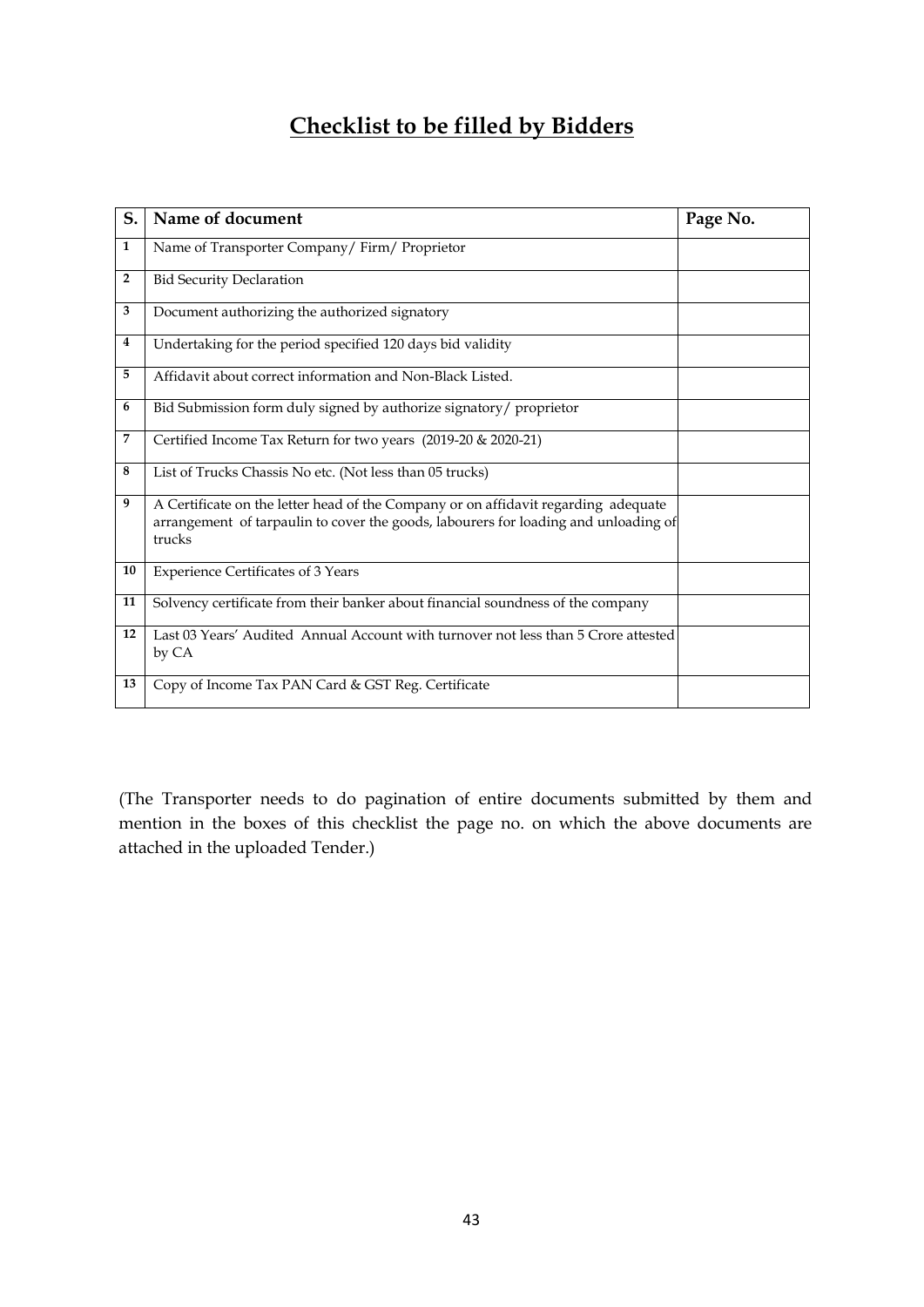# Checklist to be filled by Bidders

| S. | Name of document | Page No. |
|---|---|---|
| 1 | Name of Transporter Company/ Firm/ Proprietor | |
| 2 | Bid Security Declaration | |
| 3 | Document authorizing the authorized signatory | |
| 4 | Undertaking for the period specified 120 days bid validity | |
| 5 | Affidavit about correct information and Non-Black Listed. | |
| 6 | Bid Submission form duly signed by authorize signatory/ proprietor | |
| 7 | Certified Income Tax Return for two years (2019-20 & 2020-21) | |
| 8 | List of Trucks Chassis No etc. (Not less than 05 trucks) | |
| 9 | A Certificate on the letter head of the Company or on affidavit regarding adequate arrangement of tarpaulin to cover the goods, labourers for loading and unloading of trucks | |
| 10 | Experience Certificates of 3 Years | |
| 11 | Solvency certificate from their banker about financial soundness of the company | |
| 12 | Last 03 Years' Audited Annual Account with turnover not less than 5 Crore attested by CA | |
| 13 | Copy of Income Tax PAN Card & GST Reg. Certificate | |

(The Transporter needs to do pagination of entire documents submitted by them and mention in the boxes of this checklist the page no. on which the above documents are attached in the uploaded Tender.)